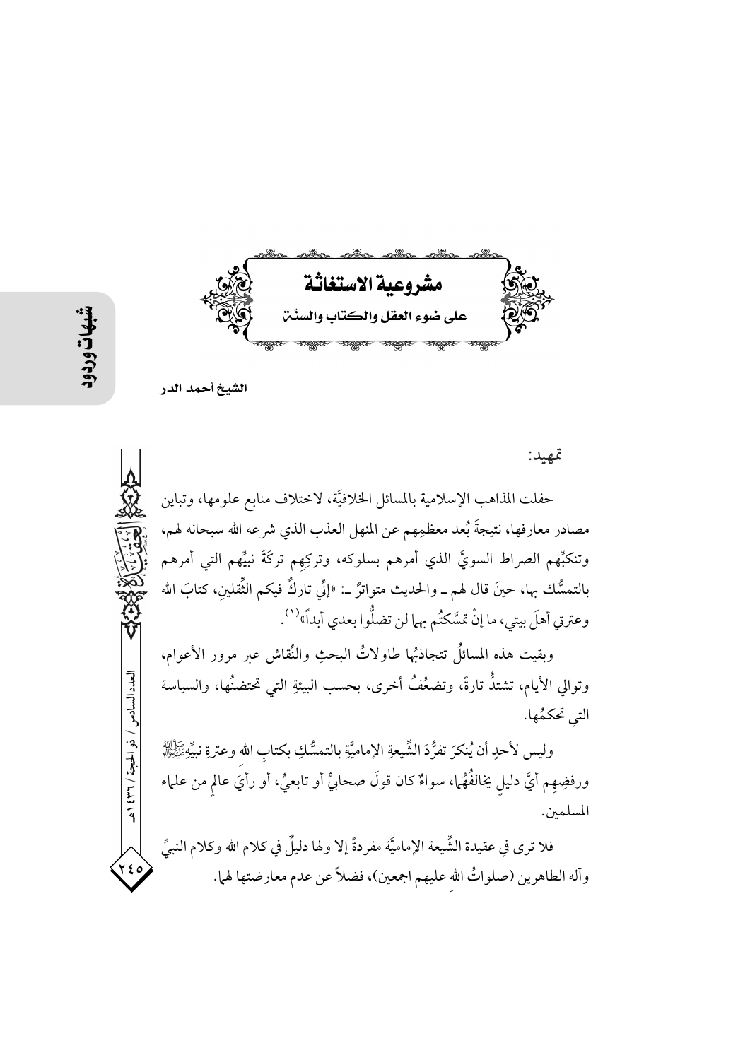# مشروعية الاستغاثة

## على ضوء العقل والكتاب والسنّة

**الشيخ أحمد الدر**

تمهيد:

حفلت المذاهب الإسلامية بالمسائل الخلافيَّة، لاختلاف منابع علومها، وتباين مصادر معارفها، نتيجةَ بُعد معظمِهم عن المنهل العذب الذي شرعه الله سبحانه لهم، وتنكبِّهم الصراط السويَّ الذي أمرهم بسلوكه، وتركِهم تركَةَ نبيِّهم التي أمرهم بالتمسُّك بها، حينَ قال لهم ـ والحديث متواترٌ ـ: «إنِّي تاركٌ فيكم الثَّقلينِ، كتابَ الله وعترتي أهلَ بيتي، ما إنْ تمسَّكتُم بها لن تضلُّوا بعدي أبداً»[1].

وبقيت هذه المسائلُ تتجاذبُها طاولاتُ البحثِ والنِّقاش عبر مرور الأعوام، وتوالي الأيام، تشتدُّ تارةً، وتضعُفُ أخرى، بحسب البيئةِ التي تحتضنُها، والسياسة التي تحكمُها.

وليس لأحدٍ أن يُنكرَ تفرُّدَ الشِّيعةِ الإماميَّة بالتمسُّكِ بكتابِ الله وعترةِ نبيِّهِ ﷺ ورفضِهِم أيَّ دليلٍ يخالفُهُا، سواءٌ كان قولَ صحابيٍّ أو تابعيٍّ، أو رأيَ عالمٍ من علماء المسلمين.

فلا ترى في عقيدة الشِّيعة الإماميَّة مفردةً إلا ولها دليلٌ في كلام الله وكلام النبيِّ وآله الطاهرين (صلواتُ الله عليهم اجمعين)، فضلاً عن عدم معارضتها لهما.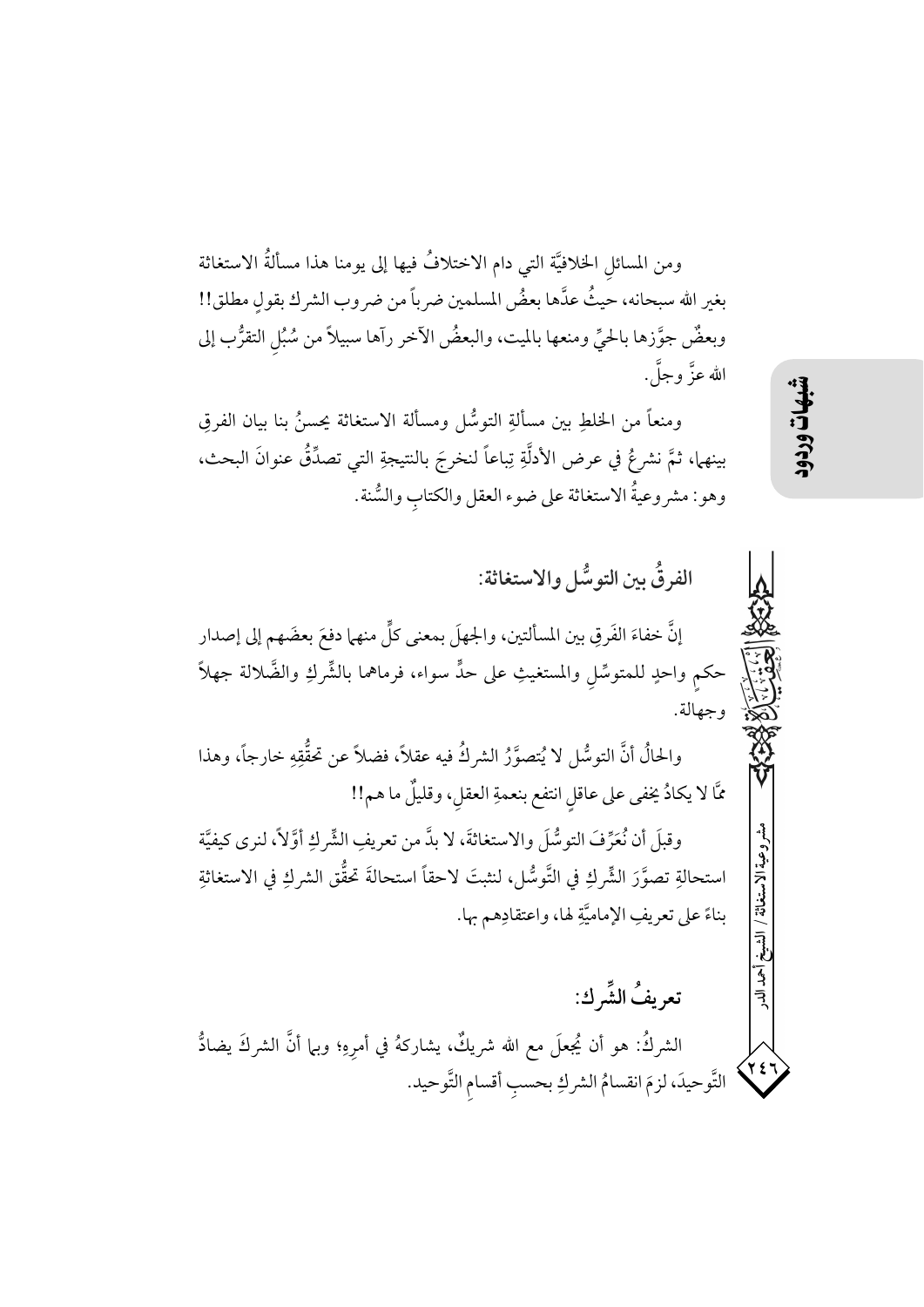ومن المسائلِ الخلافيَّة التي دام الاختلافُ فيها إلى يومنا هذا مسألةُ الاستغاثة بغير الله سبحانه، حيثُ عدَّها بعضُ المسلمين ضرباً من ضروب الشرك بقولٍ مطلق!! وبعضٌ جوَّزها بالحيِّ ومنعها بالميت، والبعضُ الآخر رآها سبيلاً من سُبُلِ التقرُّب إلى الله عزَّ وجلَّ.

ومنعاً من الخلطِ بين مسألةِ التوسُّل ومسألة الاستغاثة يحسنُ بنا بيان الفرقِ بينهما، ثمَّ نشرعُ في عرض الأدلَّةِ تِباعاً لنخرجَ بالنتيجةِ التي تصدِّقُ عنوانَ البحث، وهو: مشروعيةُ الاستغاثة على ضوء العقل والكتابِ والسُّنة.

### الفرقُ بين التوسُّل والاستغاثة:

إنَّ خفاءَ الفَرقِ بين المسألتين، والجهلَ بمعنى كلٍّ منهما دفعَ بعضَهم إلى إصدار حكمٍ واحدٍ للمتوسِّلِ والمستغيثِ على حدٍّ سواء، فرماهما بالشِّركِ والضَّلالة جهلاً وجهالة.

والحالُ أنَّ التوسُّل لا يُتصوَّرُ الشركُ فيه عقلاً، فضلاً عن تحقُّقِهِ خارجاً، وهذا ممَّا لا يكادُ يخفى على عاقلٍ انتفع بنعمةِ العقلِ، وقليلٌ ما هم!!

وقبلَ أن نُعَرِّفَ التوسُّلَ والاستغاثةَ، لا بدَّ من تعريفِ الشِّركِ أوَّلاً، لنرى كيفيَّة استحالةِ تصوَّرَ الشِّركِ في التَّوسُّل، لنثبتَ لاحقاً استحالةَ تحقُّق الشركِ في الاستغاثةِ بناءً على تعريفِ الإماميَّةِ لها، واعتقادِهم بها.

### تعريفُ الشِّرك:

الشركُ: هو أن يُجعلَ مع الله شريكٌ، يشاركهُ في أمرِهِ؛ وبما أنَّ الشركَ يضادُّ التَّوحيدَ، لزمَ انقسامُ الشركِ بحسبِ أقسامِ التَّوحيد.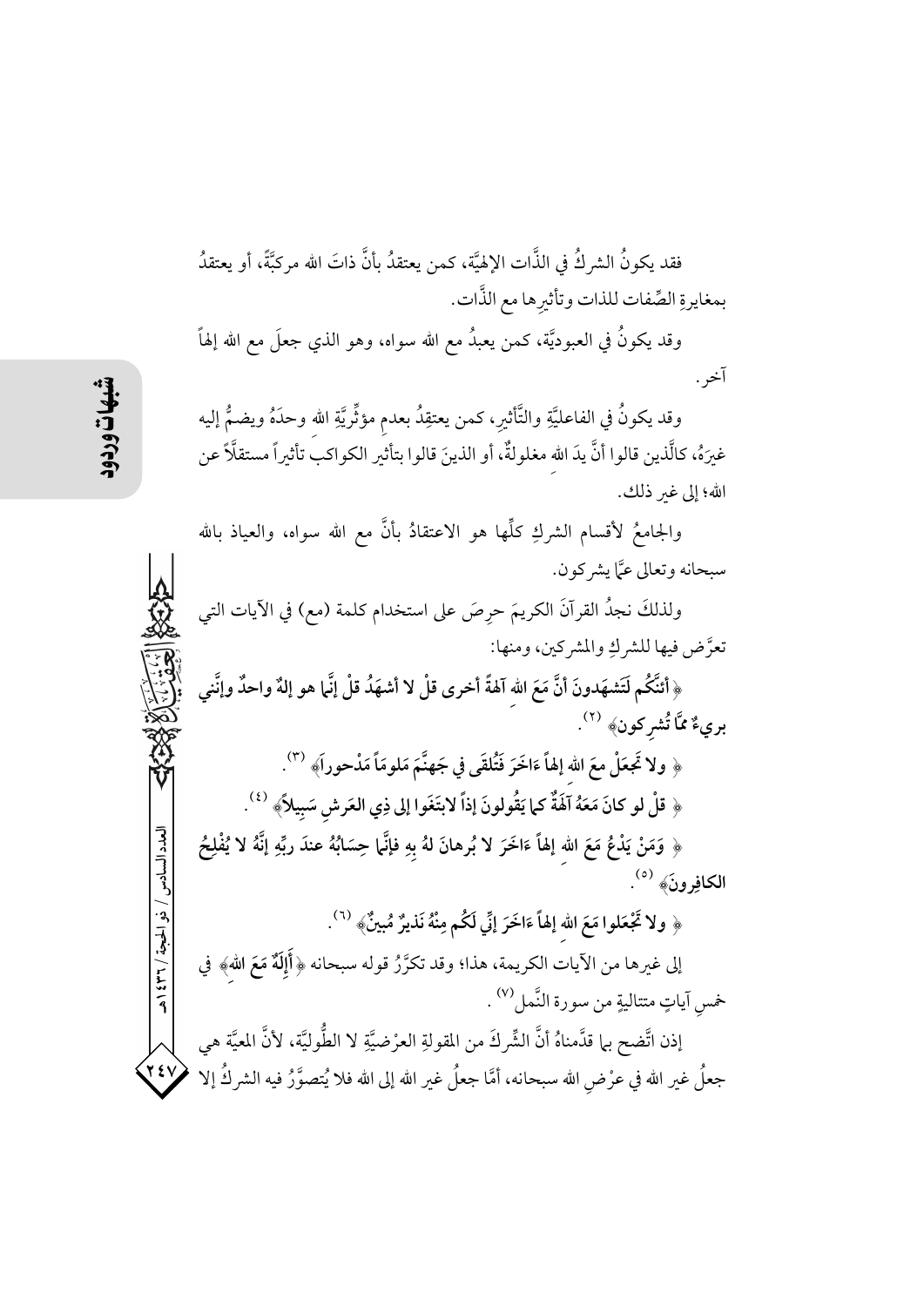فقد يكونُ الشركُ في الذَّات الإلهيَّة، كمن يعتقدُ بأنَّ ذاتَ الله مركبَّةٌ، أو يعتقدُ بمغايرةِ الصِّفات للذات وتأثيرِها مع الذَّات.

وقد يكونُ في العبوديَّة، كمن يعبدُ مع الله سواه، وهو الذي جعلَ مع الله إلهاً آخر.

وقد يكونُ في الفاعليَّةِ والتَّأثيرِ، كمن يعتقِدُ بعدمِ مؤثِّريَّةِ الله وحدَهُ ويضمُّ إليه غيرَهُ، كالَّذين قالوا أنَّ يدَ الله مغلولةٌ، أو الذينَ قالوا بتأثيرِ الكواكب تأثيراً مستقلَّاً عن الله؛ إلى غيرِ ذلك.

والجامعُ لأقسام الشركِ كلِّها هو الاعتقادُ بأنَّ مع الله سواه، والعياذ بالله سبحانه وتعالى عمَّا يشركون.

ولذلكَ نجدُ القرآنَ الكريمَ حرِصَ على استخدام كلمة (مع) في الآيات التي تعرَّض فيها للشركِ والمشركين، ومنها:

**﴿أئنَّكُم لَتَشهَدونَ أنَّ مَعَ الله آلهةً أخرى قلْ لا أشهَدُ قلْ إنَّما هو إلهٌ واحدٌ وإنَّني بريءٌ ممَّا تُشرِكون﴾** [2].

**﴿ولا تَجعَلْ معَ الله إلهاً ءَاخَرَ فَتُلقَى في جَهنَّمَ مَلوماً مَدْحوراً﴾** [3].

**﴿قلْ لو كانَ مَعَهُ آلِهَةٌ كما يَقُولونَ إذاً لابتَغَوا إلى ذِي العَرشِ سَبِيلاً﴾** [4].

**﴿وَمَنْ يَدْعُ مَعَ الله إلهاً ءَاخَرَ لا بُرهانَ لهُ بِهِ فإنَّما حِسَابُهُ عندَ ربِّهِ إنَّهُ لا يُفْلِحُ الكافِرونَ﴾** [5].

**﴿ولا تَجْعَلوا مَعَ الله إلهاً ءَاخَرَ إنِّي لَكُم مِنْهُ نَذيرٌ مُبينٌ﴾** [6].

إلى غيرِها من الآيات الكريمة، هذا؛ وقد تكرَّرُ قوله سبحانه **﴿أَإِلَهٌ مَعَ الله﴾** في خمسِ آياتٍ متتاليةٍ من سورة النَّمل[7].

إذن اتَّضح بما قدَّمناهُ أنَّ الشِّركَ من المقولةِ العرْضيَّةِ لا الطُّوليَّة، لأنَّ المعيَّة هي جعلُ غيرِ الله في عرْضِ الله سبحانه، أمَّا جعلُ غيرِ الله إلى الله فلا يُتصوَّرُ فيه الشركُ إلا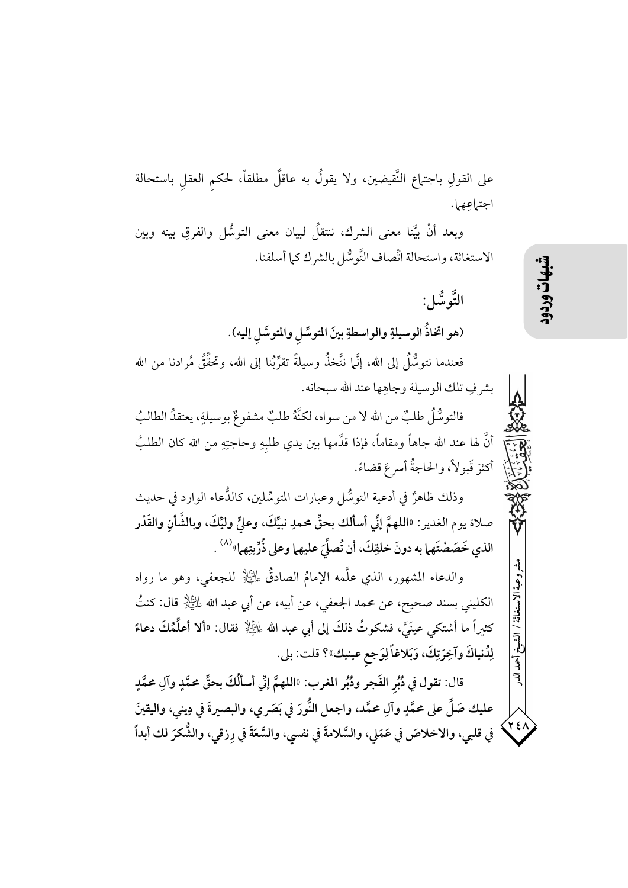على القولِ باجتماعِ النَّقيضين، ولا يقولُ به عاقلٌ مطلقاً، لحكمِ العقلِ باستحالة اجتماعِهما.

وبعد أنْ بيَّنا معنى الشرك، ننتقلُ لبيان معنى التوسُّل والفرقِ بينه وبين الاستغاثة، واستحالة اتِّصاف التَّوسُّل بالشرك كما أسلفنا.

## التَّوسُّل:

**(هو اتخاذُ الوسيلةِ والواسطةِ بينَ المتوسِّلِ والمتوسَّلِ إليه).**

فعندما نتوسُّلُ إلى الله، إنَّما نتَّخذُ وسيلةً تقرِّبُنا إلى الله، وتحقِّقُ مُرادنا من الله بشرفِ تلك الوسيلة وجاهِها عند الله سبحانه.

فالتوسُّلُ طلبٌ من الله لا من سواه، لكنَّهُ طلبٌ مشفوعٌ بوسيلةٍ، يعتقدُ الطالبُ أنَّ لها عند الله جاهاً ومقاماً، فإذا قدَّمها بين يدي طلبِهِ وحاجتِهِ من الله كان الطلبُ أكثرَ قَبولاً، والحاجةُ أسرعَ قضاءً.

وذلك ظاهرٌ في أدعية التوسُّل وعبارات المتوسِّلين، كالدُّعاء الوارد في حديث صلاة يوم الغدير: **«اللهمَّ إنِّي أسألك بحقِّ محمدٍ نبيِّكَ، وعليٍّ وليِّكَ، وبالشَّأنِ والقَدْر الذي خَصَصْتَهما به دونَ خلقِكَ، أن تُصلِّيَ عليهما وعلى ذُرِّيتهما»**[8].

والدعاء المشهور، الذي علَّمه الإمامُ الصادقُ عليه السلام للجعفي، وهو ما رواه الكليني بسند صحيح، عن محمد الجعفي، عن أبيه، عن أبي عبد الله عليه السلام قال: كنتُ كثيراً ما أشتكي عينَيَّ، فشكوتُ ذلكَ إلى أبي عبد الله عليه السلام فقال: **«ألا أعلِّمُكَ دعاءً لِدُنياكَ وآخِرَتِكَ، وَبَلاغاً لِوَجعِ عينيك»**؟ قلت: بلى.

قال: تقول في دُبُرِ الفَجر ودُبُرِ المغرب: **«اللهمَّ إنِّي أسأَلُكَ بحقِّ محمَّدٍ وآلِ محمَّدٍ عليك صَلِّ على محمَّدٍ وآلِ محمَّد، واجعل النُّورَ في بَصَري، والبصيرةَ في دِيني، واليقينَ في قلبي، والاخلاصَ في عَمَلي، والسَّلامةَ في نفسي، والسَّعَةَ في رِزقي، والشُّكرَ لك أبداً**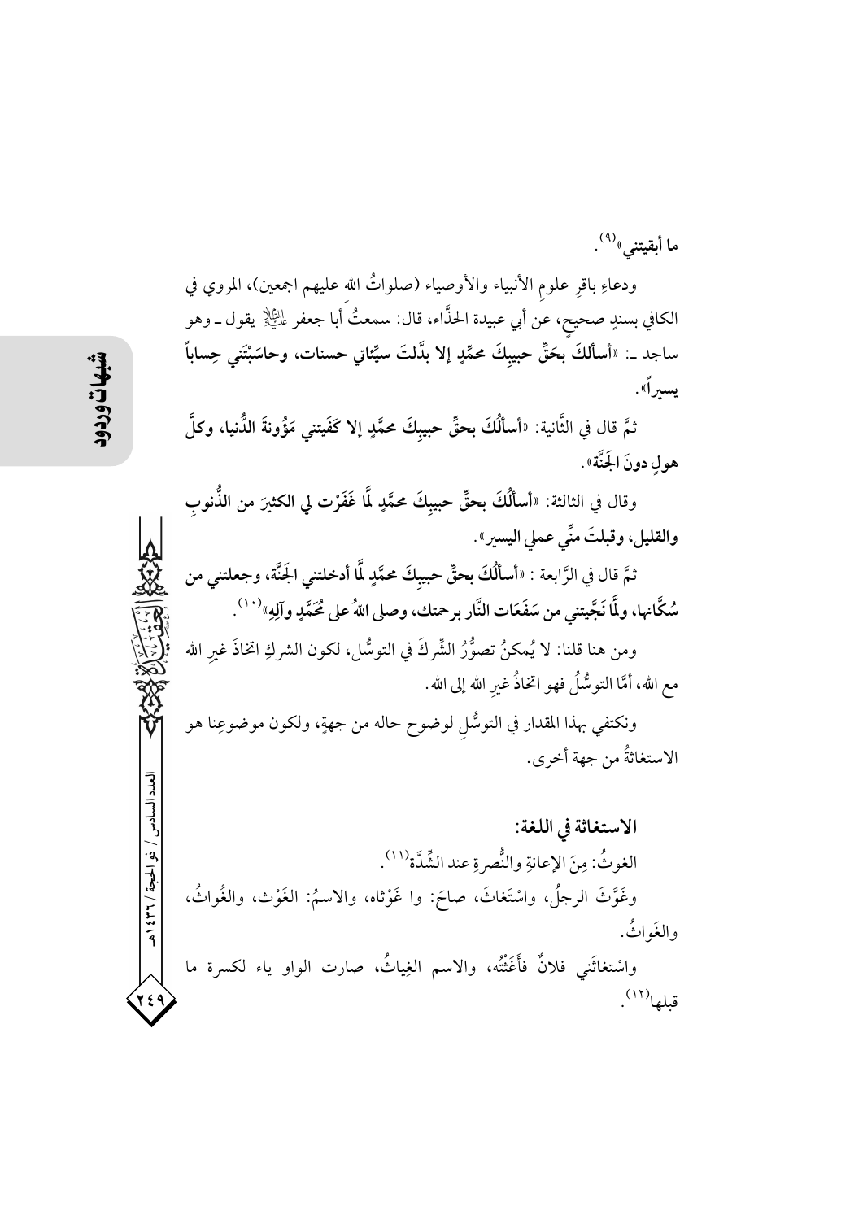ما أبقيتني»[9].

ودعاءِ باقرِ علومِ الأنبياء والأوصياء (صلواتُ الله عليهم اجمعين)، المروي في الكافي بسندٍ صحيحٍ، عن أبي عبيدة الحذَّاء، قال: سمعتُ أبا جعفر عليه السلام يقول ـ وهو ساجد ـ: «**أسألكَ بحَقِّ حبيبِكَ محمَّدٍ إلا بدَّلتَ سيِّئاتي حسنات، وحاسَبْتَني حِساباً يسيراً**».

ثمَّ قال في الثَّانية: «**أسألُكَ بحقِّ حبيبِكَ محمَّدٍ إلا كَفَيتني مَؤُونةَ الدُّنيا، وكلَّ هولٍ دونَ الجَنَّة**».

وقال في الثالثة: «**أسألُكَ بحقِّ حبيبِكَ محمَّدٍ لمَّا غَفَرْت لي الكثيرَ من الذُّنوبِ والقليل، وقبلتَ منِّي عملي اليسير**».

ثمَّ قال في الرَّابعة : «**أسألُكَ بحقِّ حبيبِكَ محمَّدٍ لمَّا أدخلتني الجَنَّة، وجعلتني من سُكَّانها، ولمَّا نَجَّيتني من سَفَعَات النَّار برحمتك، وصلى اللهُ على مُحَمَّدٍ وآلِهِ**»[10].

ومن هنا قلنا: لا يُمكنُ تصوُّرُ الشِّركَ في التوسُّل، لكون الشركِ اتخاذَ غيرِ الله مع الله، أمَّا التوسُّلُ فهو اتخاذُ غيرِ الله إلى الله.

ونكتفي بهذا المقدار في التوسُّلِ لوضوح حاله من جهةٍ، ولكون موضوعِنا هو الاستغاثةُ من جهة أخرى.

## الاستغاثة في اللغة:

الغوثُ: مِنَ الإعانةِ والنُّصرةِ عند الشِّدَّة[11].

وغَوَّثَ الرجلُ، واسْتَغاثَ، صاحَ: وا غَوْثاه، والاسمُ: الغَوْث، والغُواثُ، والغَواثُ.

واسْتغاثني فلانٌ فأَغَثْتُه، والاسم الغِياثُ، صارت الواو ياء لكسرة ما قبلها[12].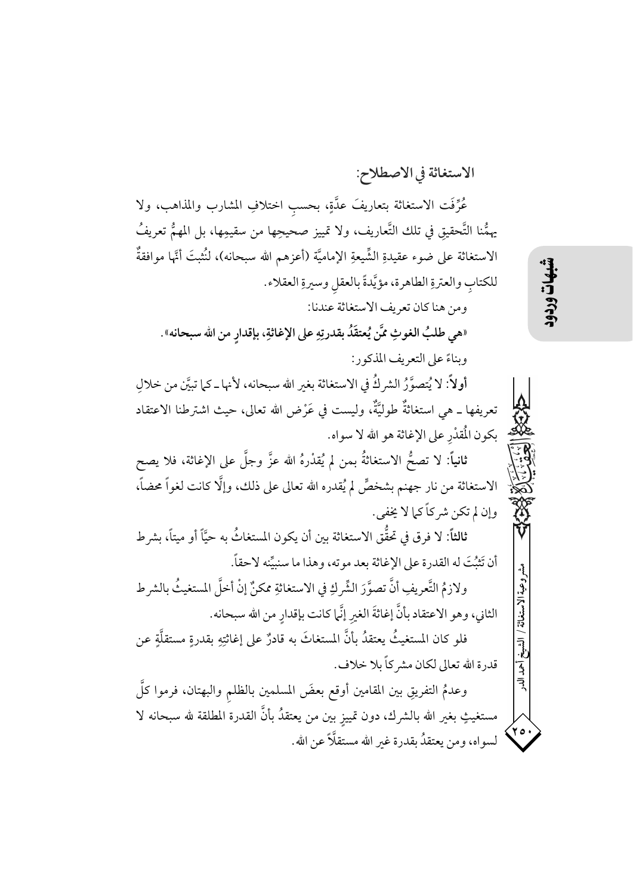## الاستغاثة في الاصطلاح:

عُرِّفَت الاستغاثة بتعاريفَ عدَّةٍ، بحسبِ اختلافِ المشارب والمذاهب، ولا يهمُّنا التَّحقيقِ في تلك التَّعاريف، ولا تمييز صحيحِها من سقيمِها، بل المهمُّ تعريفُ الاستغاثة على ضوء عقيدةِ الشِّيعةِ الإماميَّة (أعزهم الله سبحانه)، لنُثبتَ أنَّها موافقةٌ للكتابِ والعترةِ الطاهرة، مؤيَّدةً بالعقلِ وسيرةِ العقلاء.

ومن هنا كان تعريف الاستغاثة عندنا:

**«هي طلبُ الغوثِ ممَّن يُعتقَدُ بقدرتِهِ على الإغاثةِ، بإقدارٍ من الله سبحانه»**.

وبناءً على التعريف المذكور:

**أولاً**: لا يُتصوَّرُ الشركُ في الاستغاثة بغيرِ الله سبحانه، لأنها ـ كما تبيَّن من خلالِ تعريفها ـ هي استغاثةٌ طوليَّةٌ، وليست في عَرْض الله تعالى، حيث اشترطنا الاعتقاد بكون المُقدْرِ على الإغاثة هو الله لا سواه.

**ثانياً**: لا تصحُّ الاستغاثةُ بمن لم يُقدْرهُ الله عزَّ وجلَّ على الإغاثة، فلا يصح الاستغاثة من نار جهنم بشخصٍ لم يُقدره الله تعالى على ذلك، وإلَّا كانت لغواً محضاً، وإن لم تكن شركاً كما لا يخفى.

**ثالثاً**: لا فرق في تحقُّق الاستغاثة بين أن يكون المستغاثُ به حيَّاً أو ميتاً، بشرط أن تَثبُتَ له القدرة على الإغاثة بعد موته، وهذا ما سنبيِّنه لاحقاً.

ولازمُ التَّعريفِ أنَّ تصوَّرَ الشِّركِ في الاستغاثةِ ممكنٌ إنْ أخلَّ المستغيثُ بالشرط الثاني، وهو الاعتقاد بأنَّ إغاثةَ الغيرِ إنَّما كانت بإقدارٍ من الله سبحانه.

فلو كان المستغيثُ يعتقدُ بأنَّ المستغاثَ به قادرٌ على إغاثتِهِ بقدرةٍ مستقلَّةٍ عن قدرة الله تعالى لكان مشركاً بلا خلاف.

وعدمُ التفريقِ بين المقامين أوقع بعضَ المسلمين بالظلمِ والبهتان، فرموا كلَّ مستغيثٍ بغيرِ الله بالشرك، دون تمييزٍ بين من يعتقدُ بأنَّ القدرة المطلقة لله سبحانه لا لسواه، ومن يعتقدُ بقدرة غير الله مستقلَّاً عن الله.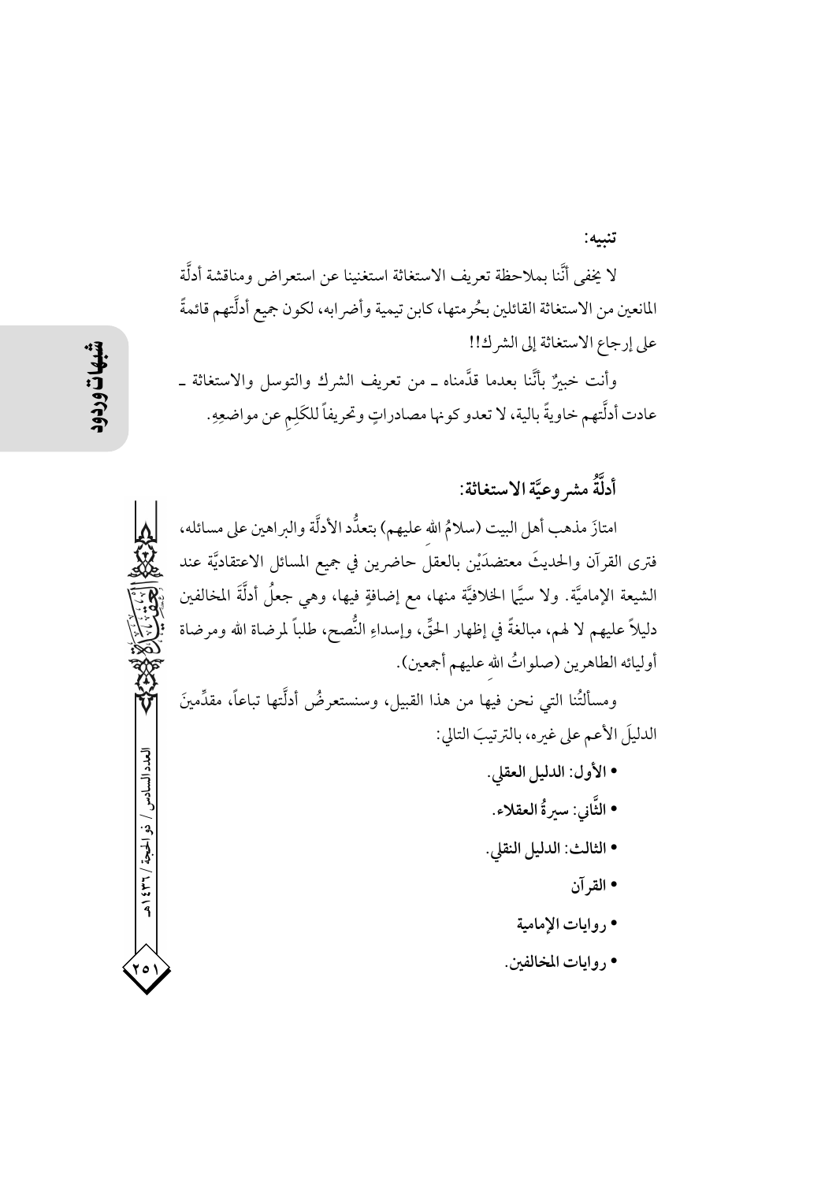**تنبيه:**

لا يخفى أنَّنا بملاحظة تعريف الاستغاثة استغنينا عن استعراض ومناقشة أدلَّة المانعين من الاستغاثة القائلين بحُرمتها، كابن تيمية وأضرابه، لكون جميع أدلَّتهم قائمةً على إرجاع الاستغاثة إلى الشرك!!

وأنت خبيرٌ بأنَّنا بعدما قدَّمناه ـ من تعريف الشرك والتوسل والاستغاثة ـ عادت أدلَّتهم خاويةً بالية، لا تعدو كونها مصادراتٍ وتحريفاً للكَلِمِ عن مواضعِهِ.

## أدلَّةُ مشروعيَّة الاستغاثة:

امتازَ مذهب أهل البيت (سلامُ الله عليهم) بتعدُّد الأدلَّة والبراهين على مسائله، فترى القرآن والحديثَ معتضدَيْن بالعقلِ حاضرين في جميع المسائل الاعتقاديَّة عند الشيعة الإماميَّة. ولا سيَّما الخلافيَّة منها، مع إضافةٍ فيها، وهي جعلُ أدلَّةَ المخالفين دليلاً عليهم لا لهم، مبالغةً في إظهار الحقِّ، وإسداءِ النُّصح، طلباً لمرضاة الله ومرضاة أوليائه الطاهرين (صلواتُ الله عليهم أجمعين).

ومسألتُنا التي نحن فيها من هذا القبيل، وسنستعرضُ أدلَّتها تباعاً، مقدِّمينَ الدليلَ الأعم على غيره، بالترتيبَ التالي:

- **الأول: الدليل العقلي.**
- **الثَّاني: سيرةُ العقلاء.**
- **الثالث: الدليل النقلي.**
  - **القرآن**
  - **روايات الإمامية**
  - **روايات المخالفين.**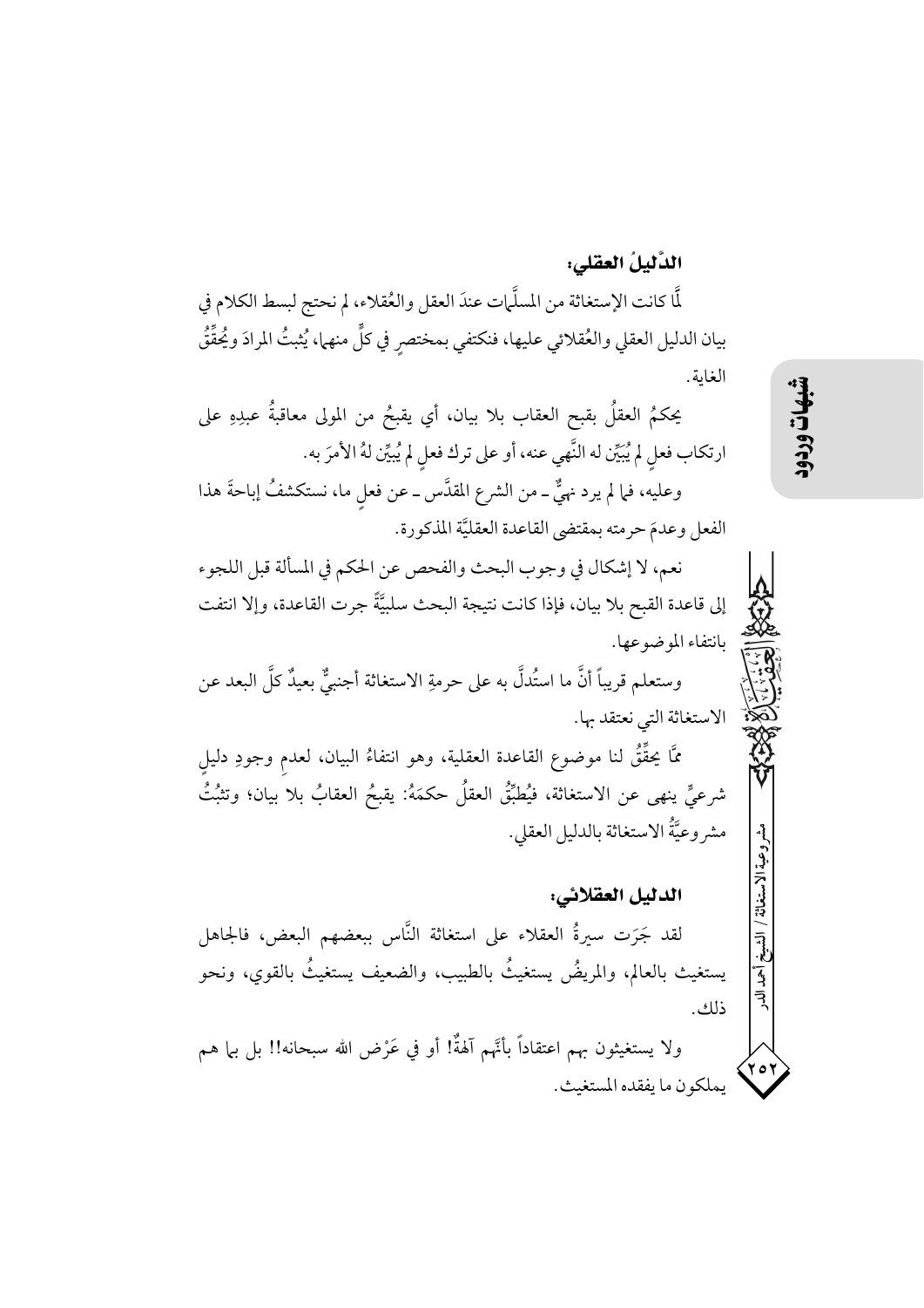### الدَّليلُ العقلي:

لَمَّا كانت الإستغاثة من المسلَّمات عندَ العقل والعُقلاء، لم نحتج لبسط الكلام في بيان الدليل العقلي والعُقلائي عليها، فنكتفي بمختصرٍ في كلٍّ منهما، يُثبتُ المرادَ ويُحقِّقُ الغاية.

يحكمُ العقلُ بقبح العقاب بلا بيان، أي يقبحُ من المولى معاقبةُ عبدِهِ على ارتكاب فعلٍ لم يُبَيِّن له النَّهي عنه، أو على ترك فعلٍ لم يُبيِّن لهُ الأمرَ به.

وعليه، فما لم يرد نهيٌّ ـ من الشرع المقدَّس ـ عن فعلٍ ما، نستكشفُ إباحةَ هذا الفعل وعدمَ حرمته بمقتضى القاعدة العقليَّة المذكورة.

نعم، لا إشكال في وجوب البحث والفحص عن الحكم في المسألة قبل اللجوء إلى قاعدة القبح بلا بيان، فإذا كانت نتيجة البحث سلبيَّةً جرت القاعدة، وإلا انتفت بانتفاء الموضوعها.

وستعلم قريباً أنَّ ما استُدلَّ به على حرمةِ الاستغاثة أجنبيٌّ بعيدٌ كلَّ البعد عن الاستغاثة التي نعتقد بها.

ممَّا يحقِّقُ لنا موضوع القاعدة العقلية، وهو انتفاءُ البيان، لعدمِ وجودِ دليلٍ شرعيٍّ ينهى عن الاستغاثة، فيُطبِّقُ العقلُ حكمَهُ: يقبحُ العقابُ بلا بيان؛ وتثبُتُ مشروعيَّةُ الاستغاثة بالدليل العقلي.

### الدليل العقلائي:

لقد جَرَت سيرةُ العقلاء على استغاثة النَّاس ببعضهم البعض، فالجاهل يستغيث بالعالم، والمريضُ يستغيثُ بالطبيب، والضعيف يستغيثُ بالقوي، ونحو ذلك.

ولا يستغيثون بهم اعتقاداً بأنَّهم آلهةٌ! أو في عَرْض الله سبحانه!! بل بما هم يملكون ما يفقده المستغيث.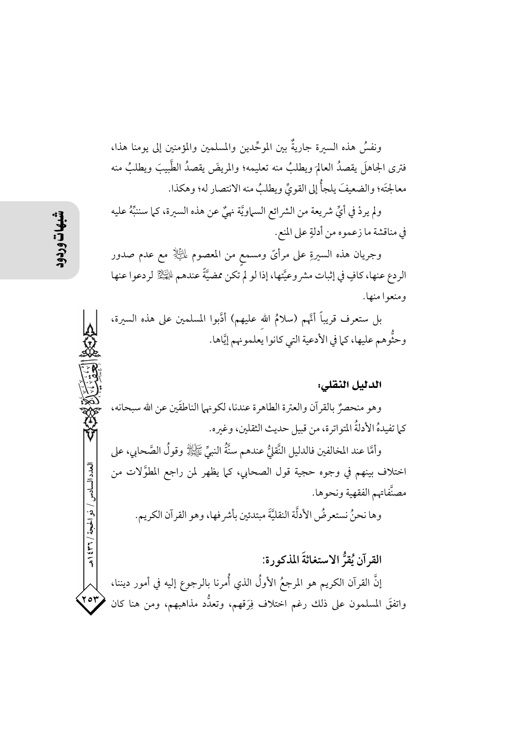ونفسُ هذه السيرة جاريةٌ بين الموحِّدين والمسلمين والمؤمنين إلى يومنا هذا، فترى الجاهلَ يقصدُ العالمَ ويطلبُ منه تعليمه؛ والمريضَ يقصدُ الطَّبيبَ ويطلبُ منه معالجتَه؛ والضعيفَ يلجأُ إلى القويِّ ويطلبُ منه الانتصار له؛ وهكذا.

ولم يردْ في أيِّ شريعة من الشرائع السماويَّة نهيٌ عن هذه السيرة، كما سننبِّهُ عليه في مناقشة ما زعموه من أدلةٍ على المنع.

وجريان هذه السيرةِ على مرأىً ومسمعٍ من المعصوم عليه السلام مع عدم صدور الردع عنها، كافٍ في إثبات مشروعيَّتها، إذا لو لم تكن ممضيَّةً عندهم عليهم السلام لردعوا عنها ومنعوا منها.

بل ستعرف قريباً أنَّهم (سلامُ الله عليهم) أدَّبوا المسلمين على هذه السيرة، وحثُّوهم عليها، كما في الأدعية التي كانوا يعلمونهم إيَّاها.

### الدليل النقلي:

وهو منحصرٌ بالقرآن والعترة الطاهرة عندنا، لكونهما الناطقَين عن الله سبحانه، كما تفيدهُ الأدلةُ المتواترة، من قبيل حديث الثقلين، وغيره.

وأمَّا عند المخالفين فالدليل النَّقليُّ عندهم سنَّةُ النبيِّ صلى الله عليه وآله وقولُ الصَّحابي، على اختلاف بينهم في وجوه حجية قول الصحابي، كما يظهر لمن راجع المطوَّلات من مصنَّفاتهم الفقهية ونحوها.

وها نحنُ نستعرضُ الأدلَّة النقليَّة مبتدئين بأشرفها، وهو القرآن الكريم.

### القرآن يُقرُّ الاستغاثةَ المذكورة:

إنَّ القرآن الكريم هو المرجعُ الأولُ الذي أُمرنا بالرجوع إليه في أمور ديننا، واتفقَ المسلمون على ذلك رغم اختلاف فِرَقهم، وتعدُّد مذاهبهم، ومن هنا كان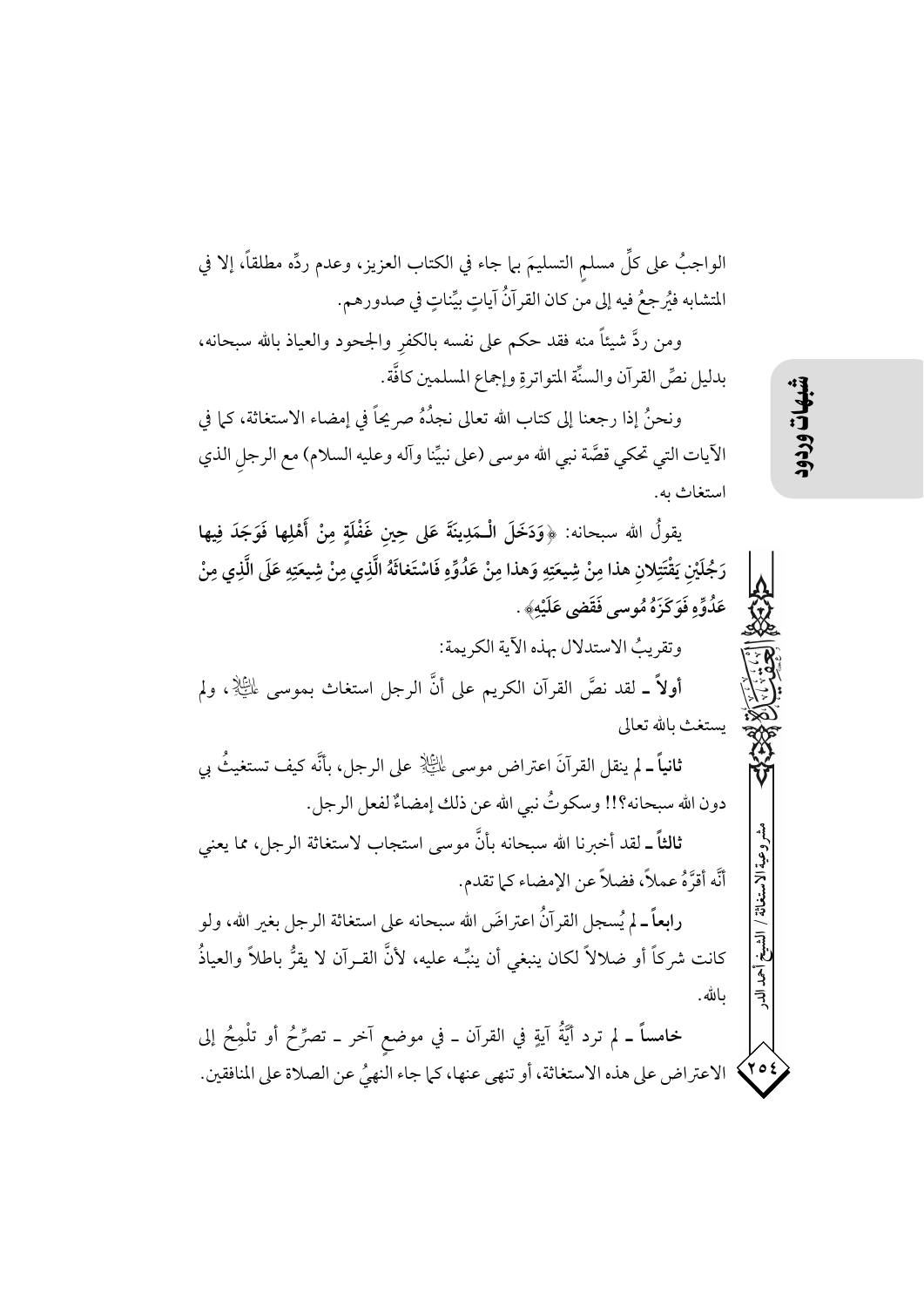الواجبُ على كلِّ مسلمٍ التسليمَ بما جاء في الكتاب العزيز، وعدم ردِّه مطلقاً، إلا في المتشابه فيُرجعُ فيه إلى من كان القرآنُ آياتٍ بيِّناتٍ في صدورهم.

ومن ردَّ شيئاً منه فقد حكم على نفسه بالكفرِ والجحود والعياذ بالله سبحانه، بدليل نصِّ القرآن والسنَّة المتواترةِ وإجماع المسلمين كافَّة.

ونحنُ إذا رجعنا إلى كتاب الله تعالى نجدُهُ صريحاً في إمضاء الاستغاثة، كما في الآيات التي تحكي قصَّة نبي الله موسى (على نبيِّنا وآله وعليه السلام) مع الرجلِ الذي استغاث به.

يقولُ الله سبحانه: **﴿وَدَخَلَ الْـمَدِينَةَ عَلى حِينِ غَفْلَةٍ مِنْ أَهْلِها فَوَجَدَ فِيها رَجُلَيْنِ يَقْتَتِلانِ هذا مِنْ شِيعَتِهِ وَهذا مِنْ عَدُوِّهِ فَاسْتَغاثَهُ الَّذِي مِنْ شِيعَتِهِ عَلَى الَّذِي مِنْ عَدُوِّهِ فَوَكَزَهُ مُوسى فَقَضى عَلَيْهِ﴾**.

وتقريبُ الاستدلال بهذه الآية الكريمة:

**أولاً** ـ لقد نصَّ القرآن الكريم على أنَّ الرجل استغاث بموسى عليه السلام، ولم يستغث بالله تعالى

**ثانياً** ـ لم ينقل القرآنَ اعتراض موسى عليه السلام على الرجل، بأنَّه كيف تستغيثُ بي دون الله سبحانه؟!! وسكوتُ نبي الله عن ذلك إمضاءٌ لفعل الرجل.

**ثالثاً** ـ لقد أخبرنا الله سبحانه بأنَّ موسى استجاب لاستغاثة الرجل، مما يعني أنَّه أقرَّهُ عملاً، فضلاً عن الإمضاء كما تقدم.

**رابعاً** ـ لم يُسجل القرآنُ اعتراضَ الله سبحانه على استغاثة الرجل بغير الله، ولو كانت شركاً أو ضلالاً لكان ينبغي أن ينبِّه عليه، لأنَّ القرآن لا يقرُّ باطلاً والعياذُ بالله.

**خامساً** ـ لم ترد أيَّةُ آيةٍ في القرآن ـ في موضعٍ آخر ـ تصرِّحُ أو تلْمِحُ إلى الاعتراض على هذه الاستغاثة، أو تنهى عنها، كما جاء النهيُ عن الصلاة على المنافقين.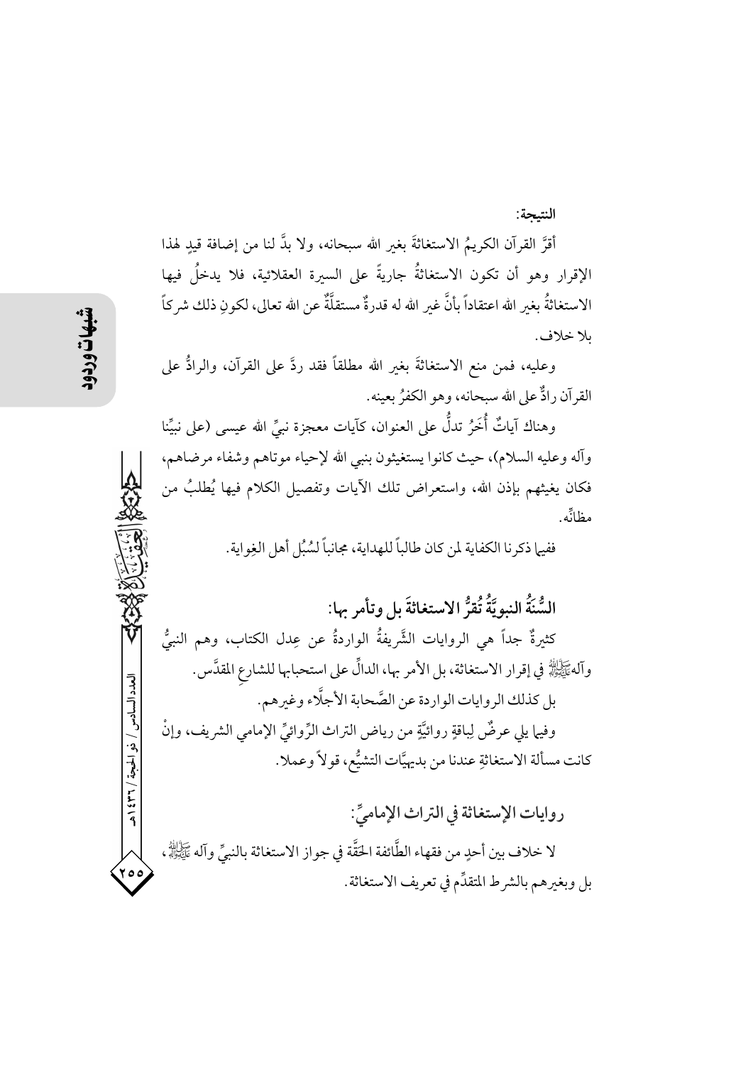**النتيجة:**

أقرَّ القرآن الكريمُ الاستغاثةَ بغير الله سبحانه، ولا بدَّ لنا من إضافة قيدٍ لهذا الإقرار وهو أن تكون الاستغاثةُ جاريةً على السيرة العقلائية، فلا يدخلُ فيها الاستغاثةُ بغير الله اعتقاداً بأنَّ غير الله له قدرةٌ مستقلَّةٌ عن الله تعالى، لكونِ ذلك شركاً بلا خلاف.

وعليه، فمن منع الاستغاثةَ بغير الله مطلقاً فقد ردَّ على القرآن، والرادُّ على القرآن رادٌّ على الله سبحانه، وهو الكفرُ بعينه.

وهناك آياتٌ أُخَرُ تدلُّ على العنوان، كآيات معجزة نبيِّ الله عيسى (على نبيِّنا وآله وعليه السلام)، حيث كانوا يستغيثون بنبي الله لإحياء موتاهم وشفاء مرضاهم، فكان يغيثهم بإذن الله، واستعراض تلك الآيات وتفصيل الكلام فيها يُطلبُ من مظانِّه.

ففيما ذكرنا الكفاية لمن كان طالباً للهداية، مجانباً لسُبُل أهل الغِواية.

## السُّنَةُ النبويَّةُ تُقرُّ الاستغاثةَ بل وتأمر بها:

كثيرةٌ جداً هي الروايات الشَّريفةُ الواردةُ عن عِدل الكتاب، وهم النبيُّ وآلهﷺ في إقرار الاستغاثة، بل الأمر بها، الدالِّ على استحبابها للشارعِ المقدَّس.

بل كذلك الروايات الواردة عن الصَّحابة الأجلّاء وغيرهم.

وفيما يلي عرضٌ لِباقةٍ روائيَّةٍ من رياض التراث الرِّوائيِّ الإمامي الشريف، وإنْ كانت مسألة الاستغاثةِ عندنا من بديهيَّات التشيُّع، قولاً وعملا.

## روايات الإستغاثة في التراث الإماميِّ:

لا خلاف بين أحدٍ من فقهاء الطَّائفة الحَقَّة في جواز الاستغاثة بالنبيِّ وآله ﷺ، بل وبغيرهم بالشرط المتقدِّم في تعريف الاستغاثة.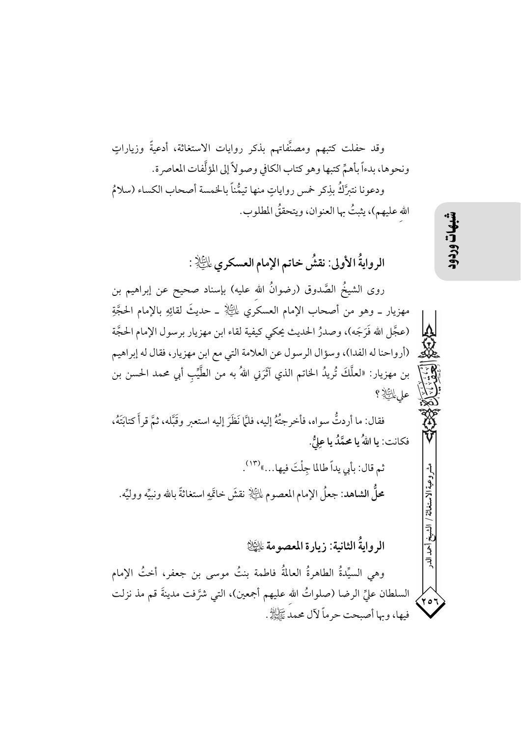وقد حفلت كتبهم ومصنَّفاتهم بذكر روايات الاستغاثة، أدعيةً وزياراتٍ ونحوها، بدءاً بأهمِّ كتبها وهو كتاب الكافي وصولاً إلى المؤلَّفات المعاصرة.

ودعونا نتبرَّكُ بذِكر خمس رواياتٍ منها تيمُّناً بالخمسة أصحاب الكساء (سلامُ الله عليهم)، يثبتُ بها العنوان، ويتحققُ المطلوب.

## الروايةُ الأولى: نقشُ خاتم الإمام العسكري عليه السلام:

روى الشيخُ الصَّدوق (رضوانُ الله عليه) بإسناد صحيح عن إبراهيم بن مهزيار ـ وهو من أصحاب الإمام العسكري عليه السلام ـ حديثَ لقائِهِ بالإمام الحجَّةِ (عجَّل الله فَرَجَه)، وصدرُ الحديث يحكي كيفية لقاء ابن مهزيار برسول الإمام الحجَّة (أرواحنا له الفدا)، وسؤال الرسول عن العلامة التي مع ابن مهزيار، فقال له إبراهيم بن مهزيار: «لعلَّكَ تُريدُ الخاتم الذي آثَرَني اللهُ به من الطَّيِّبِ أبي محمد الحسن بن علي عليه السلام؟

فقال: ما أردتُ سواه، فأخرجتُهُ إليه، فلمَّا نَظَرَ إليه استعبر وقَبَّله، ثمَّ قرأَ كتابَتَهُ، فكانت: **يا اللهُ يا محمَّدُ يا عليُّ**.

ثم قال: بأبي يداً طالما جِلْتَ فيها...»[13].

**محلُّ الشاهد**: جعلُ الإمام المعصوم عليه السلام نقشَ خاتمِهِ استغاثةً بالله ونبيِّه ووليِّه.

## الروايةُ الثانية: زيارة المعصومة عليها السلام

وهي السيِّدةُ الطاهرةُ العالمةُ فاطمة بنتُ موسى بن جعفر، أختُ الإمام السلطان عليِّ الرضا (صلواتُ الله عليهم أجمعين)، التي شرَّفت مدينةَ قم مذ نزلت فيها، وبها أصبحت حرماً لآل محمد صلى الله عليه وآله.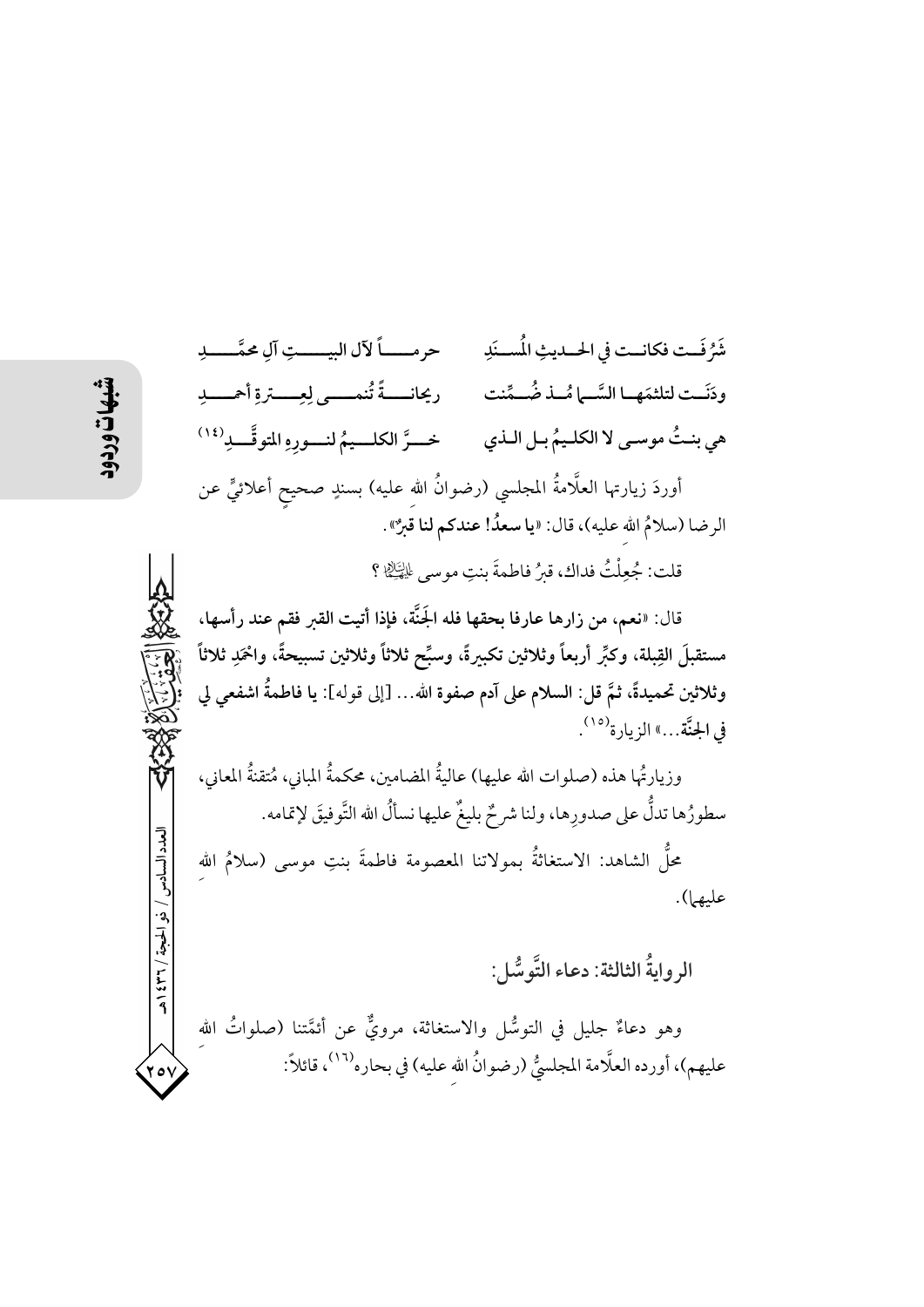شَرُفَـت فكانـت في الحـديثِ المُسنَدِ　　حرمـاً لآلِ البيـتِ آلِ محمَّـدِ

ودَنَـت لتلثمَهـا السَّما مُـذ ضُمِّنت　　ريحانـةً تُنمـى لِعِـترةِ أحمـدِ

هي بنـتُ موسـى لا الكلـيمُ بـل الـذي　　خـرَّ الكلـيمُ لنـورِهِ المتوقِّـدِ(١٤)

أوردَ زيارتها العلَّامةُ المجلسي (رضوانُ الله عليه) بسندٍ صحيحٍ أعلائيٍّ عن الرضا (سلامُ الله عليه)، قال: «**يا سعدُ! عندكم لنا قبرٌ**».

قلت: جُعِلْتُ فداك، قبرُ فاطمةَ بنتِ موسى عليهما السلام؟

قال: «**نعم، من زارها عارفا بحقها فله الجَنَّة، فإذا أتيت القبر فقم عند رأسها، مستقبلَ القِبلة، وكبِّر أربعاً وثلاثين تكبيرةً، وسبِّح ثلاثاً وثلاثين تسبيحةً، واحْمَدِ ثلاثاً وثلاثين تحميدةً، ثمَّ قل: السلام على آدم صفوة الله... [إلى قوله]: يا فاطمةُ اشفعي لي في الجنَّة...**» الزيارة(١٥).

وزيارتُها هذه (صلوات الله عليها) عاليةُ المضامين، محكمةُ المباني، مُتقنةُ المعاني، سطورُها تدلُّ على صدورِها، ولنا شرحٌ بليغٌ عليها نسألُ الله التَّوفيقَ لإتمامه.

محلُّ الشاهد: الاستغاثةُ بمولاتنا المعصومة فاطمةَ بنتِ موسى (سلامُ الله عليها).

## الروايةُ الثالثة: دعاء التَّوسُّل:

وهو دعاءٌ جليل في التوسُّل والاستغاثة، مرويٌّ عن أئمَّتنا (صلواتُ الله عليهم)، أورده العلَّامة المجلسيُّ (رضوانُ الله عليه) في بحاره(١٦)، قائلاً: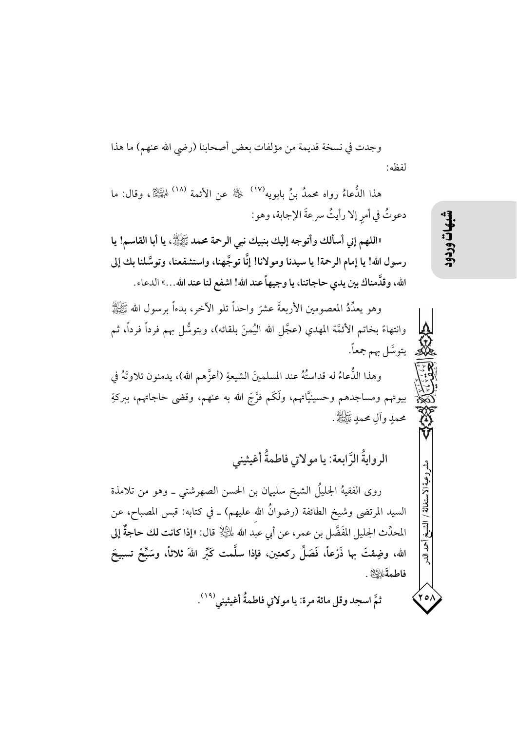وجدت في نسخة قديمة من مؤلفات بعض أصحابنا (رضي الله عنهم) ما هذا لفظه:

هذا الدُّعاءُ رواه محمدُ بنُ بابويه[١٧] ﷫ عن الأئمة [١٨] ﴿﴾، وقال: ما دعوتُ في أمرٍ إلا رأيتُ سرعةَ الإجابة، وهو:

**«اللهم إني أسألك وأتوجه إليك بنبيك نبي الرحمة محمد ﷺ، يا أبا القاسم! يا رسول الله! يا إمام الرحمة! يا سيدنا ومولانا! إنَّا توجَّهنا، واستشفعنا، وتوسَّلنا بك إلى الله، وقدَّمناك بين يدي حاجاتنا، يا وجيهاً عند الله! اشفع لنا عند الله...»** الدعاء.

وهو يعدِّدُ المعصومين الأربعةَ عشرَ واحداً تلو الآخر، بدءاً برسول الله ﷺ وانتهاءً بخاتم الأئمَّة المهدي (عجَّل الله اليُمنَ بلقائه)، ويتوسَّل بهم فرداً فرداً، ثم يتوسَّل بهم جمعاً.

وهذا الدُّعاءُ له قداستُهُ عند المسلمينَ الشيعةِ (أعزَّهم الله)، يدمنون تلاوتَهُ في بيوتهم ومساجدهم وحسينيَّاتهم، ولَكَم فرَّجَ الله به عنهم، وقضى حاجاتهم، ببركةِ محمدٍ وآلِ محمدٍ ﷺ.

## الروايةُ الرَّابعة: يا مولاتي فاطمةُ أغيثيني

روى الفقيهُ الجليلُ الشيخ سليمان بن الحسن الصهرشتي ـ وهو من تلامذة السيد المرتضى وشيخ الطائفة (رضوانُ الله عليهم) ـ في كتابه: قبس المصباح، عن المحدِّث الجليل المَفَضَّل بن عمر، عن أبي عبد الله ﵇ قال: **«إذا كانت لك حاجةٌ إلى الله، وضِقتَ بها ذَرْعاً، فَصَلِّ ركعتين، فإذا سلَّمت كَبِّر اللهَ ثلاثاً، وسَبِّحْ تسبيحَ فاطمة﵍.**

**ثمَّ اسجد وقل مائة مرة: يا مولاتي فاطمةُ أغيثيني**[١٩].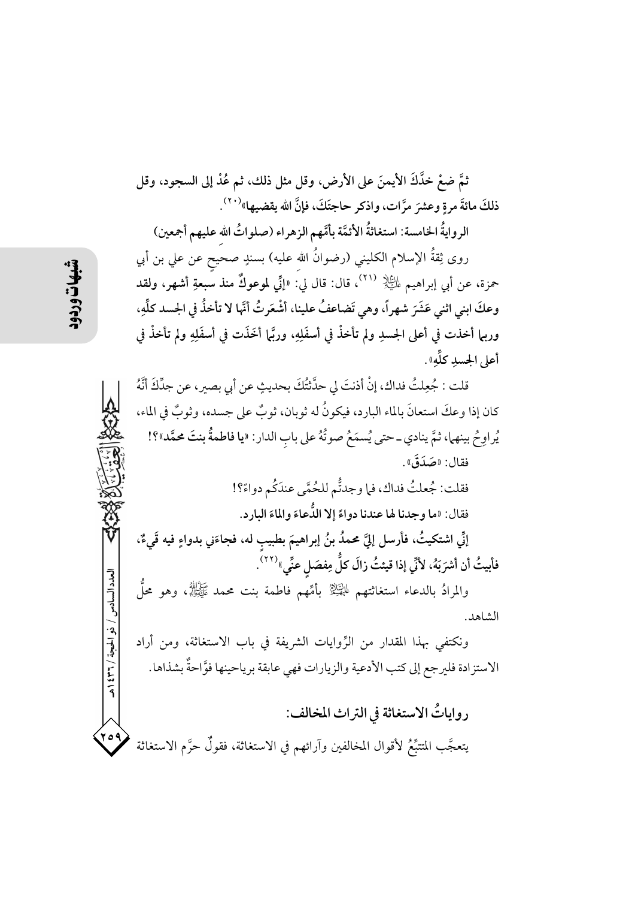ثمَّ ضعْ خدَّكَ الأيمنَ على الأرض، وقل مثل ذلك، ثم عُدْ إلى السجود، وقل ذلكَ مائةَ مرةٍ وعشرَ مرَّات، واذكر حاجتَكَ، فإنَّ الله يقضيها»[20].

**الروايةُ الخامسة: استغاثةُ الأئمَّة بأمِّهم الزهراء (صلواتُ الله عليهم أجمعين)**

روى ثقةُ الإسلام الكليني (رضوانُ الله عليه) بسندٍ صحيحٍ عن علي بن أبي حمزة، عن أبي إبراهيم عليه السلام [21]، قال: قال لي: «**إنِّي لموعوكٌ منذ سبعةِ أشهر، ولقد وعكَ ابني اثني عَشَرَ شهراً، وهي تَضاعفُ علينا، أشْعَرتُ أنَّها لا تأخذُ في الجسد كلِّهِ، وربما أخذت في أعلى الجسدِ ولم تأخذْ في أسفَلِهِ، وربَّما أخَذَت في أسفَلِهِ ولم تأخذْ في أعلى الجسدِ كلِّهِ**».

قلت: جُعِلتُ فداك، إنْ أذنتَ لي حدَّثتُكَ بحديثٍ عن أبي بصير، عن جدِّكَ أنَّهُ كان إذا وعكَ استعانَ بالماء البارد، فيكونُ له ثوبان، ثوبٌ على جسده، وثوبٌ في الماء، يُراوِحُ بينهما، ثمَّ ينادي ـ حتى يُسمَعُ صوتُهُ على بابِ الدار: «**يا فاطمةُ بنتَ محمَّد**»؟!

فقال: «**صَدَقَ**».

فقلت: جُعلتُ فداك، فما وجدتُّم للحُمَّى عندَكُم دواءً؟!

فقال: «**ما وجدنا لها عندنا دواءً إلا الدُّعاءَ والماءَ البارد.**

**إنِّي اشتكيتُ، فأرسل إليَّ محمدُ بنُ إبراهيمَ بطبيبٍ له، فجاءَني بدواءٍ فيه قَيءٌ، فأبيتُ أن أشرَبَهُ، لأنِّي إذا قيئتُ زالَ كلُّ مِفصَلٍ عنِّي**»[22].

والمرادُ بالدعاء استغاثتهم عليهم السلام بأمِّهم فاطمة بنت محمد صلى الله عليه وآله، وهو محلُّ الشاهد.

ونكتفي بهذا المقدار من الرِّوايات الشريفة في باب الاستغاثة، ومن أراد الاستزادة فليرجع إلى كتب الأدعية والزيارات فهي عابقة برياحينها فوَّاحةٌ بشذاها.

## رواياتُ الاستغاثة في التراث المخالف:

يتعجَّب المتتبِّعُ لأقوال المخالفين وآرائهم في الاستغاثة، فقولٌ حرَّم الاستغاثة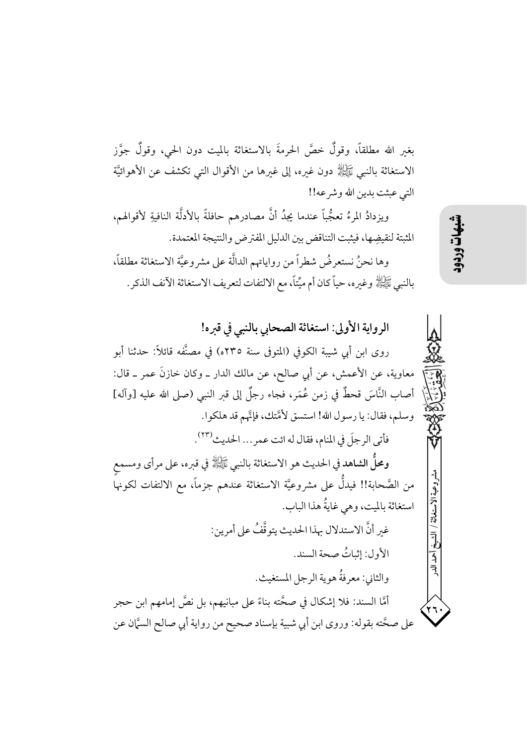بغير الله مطلقاً، وقولٌ خصَّ الحرمةَ بالاستغاثة بالميت دون الحي، وقولٌ جوَّز الاستغاثة بالنبي ﷺ دون غيره، إلى غيرها من الأقوال التي تكشف عن الأهوائيَّة التي عبثت بدين الله وشرعه!!

ويزدادُ المرءُ تعجُّباً عندما يجدُ أنَّ مصادرهم حافلةً بالأدلَّة النافيةِ لأقوالهم، المثبتة لنقيضِها، فيثبت التناقض بين الدليل المفترض والنتيجة المعتمدة.

وها نحنُ نستعرضُ شطراً من رواياتهم الدالَّة على مشروعيَّة الاستغاثة مطلقاً، بالنبي ﷺ وغيره، حياً كان أم ميّتاً، مع الالتفات لتعريف الاستغاثة الآنف الذكر.

## الرواية الأولى: استغاثة الصحابي بالنبي في قبره!

روى ابن أبي شيبة الكوفي (المتوفى سنة ٢٣٥هـ) في مصنَّفه قائلاً: حدثنا أبو معاوية، عن الأعمش، عن أبي صالح، عن مالك الدار ـ وكان خازنَ عمر ـ قال: أصاب النَّاسَ قحطٌ في زمن عُمَر، فجاء رجلٌ إلى قبر النبي (صلى الله عليه [وآله] وسلم، فقال: يا رسول الله! استسق لأمَّتك، فإنَّهم قد هلكوا.

فأتى الرجلَ في المنام، فقال له ائت عمر... الحديث[٢٣].

**ومحلُّ الشاهد** في الحديث هو الاستغاثة بالنبي ﷺ في قبره، على مرأى ومسمع من الصَّحابة!! فيدلُّ على مشروعيَّة الاستغاثة عندهم جزماً، مع الالتفات لكونها استغاثة بالميت، وهي غايةُ هذا الباب.

غير أنَّ الاستدلال بهذا الحديث يتوقَّفُ على أمرين:

الأول: إثباتُ صحة السند.

والثاني: معرفةُ هوية الرجل المستغيث.

أمَّا السند: فلا إشكال في صحَّته بناءً على مبانيهم، بل نصَّ إمامهم ابن حجر على صحَّته بقوله: وروى ابن أبي شيبة بإسناد صحيح من رواية أبي صالح السمَّان عن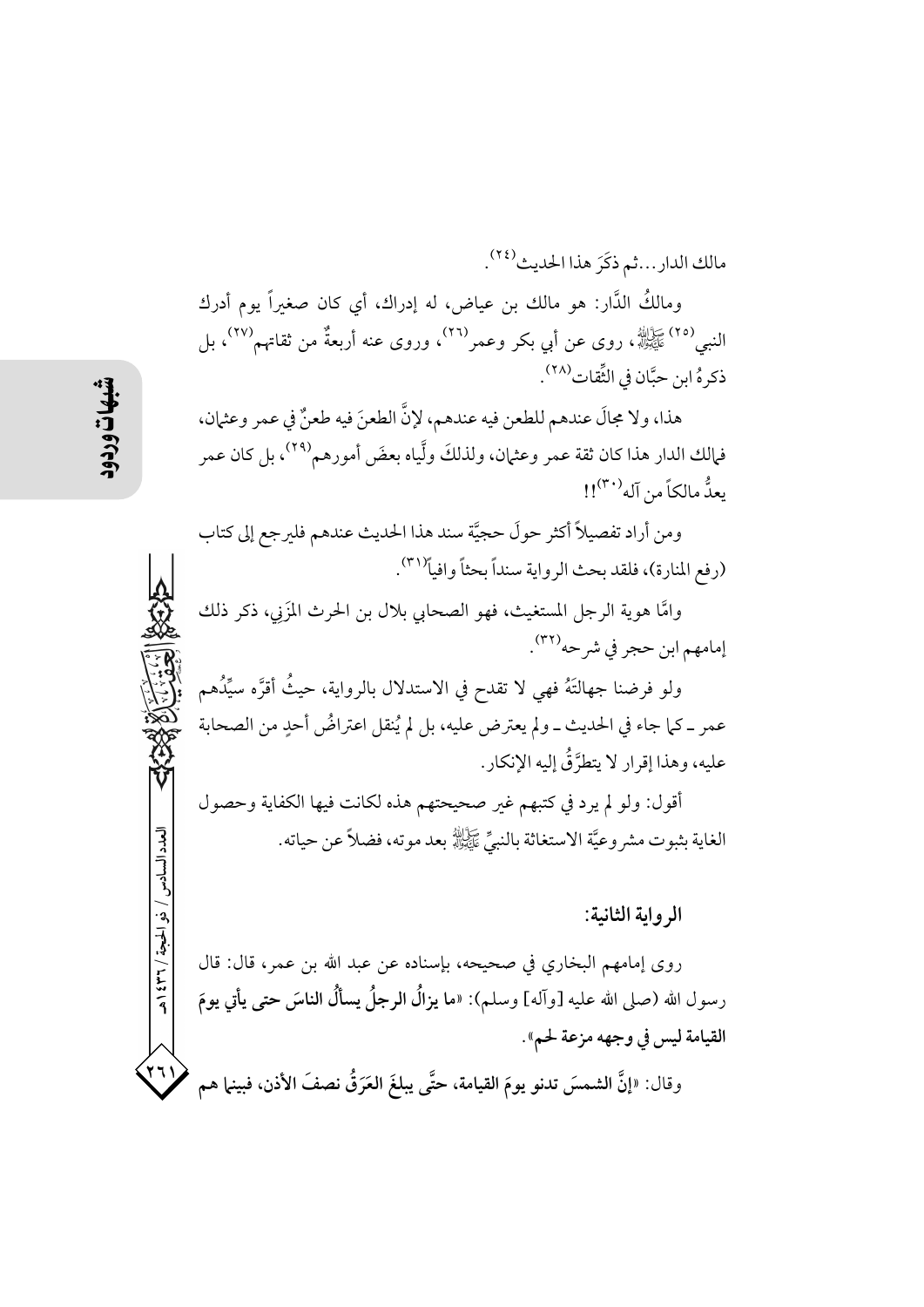مالك الدار...ثم ذكَرَ هذا الحديث[٢٤].

ومالكُ الدَّار: هو مالك بن عياض، له إدراك، أي كان صغيراً يوم أدرك النبي[٢٥] ﷺ، روى عن أبي بكر وعمر[٢٦]، وروى عنه أربعةٌ من ثقاتهم[٢٧]، بل ذكرهُ ابن حبَّان في الثِّقات[٢٨].

هذا، ولا مجالَ عندهم للطعن فيه عندهم، لإنَّ الطعنَ فيه طعنٌ في عمر وعثمان، فمالك الدار هذا كان ثقة عمر وعثمان، ولذلكَ ولَّياه بعضَ أمورهم[٢٩]، بل كان عمر يعدُّ مالكاً من آله[٣٠]!!

ومن أراد تفصيلاً أكثر حولَ حجيَّة سند هذا الحديث عندهم فليرجع إلى كتاب (رفع المنارة)، فلقد بحث الرواية سنداً بحثاً وافياً[٣١].

وامَّا هوية الرجل المستغيث، فهو الصحابي بلال بن الحرث المزَني، ذكر ذلك إمامهم ابن حجر في شرحه[٣٢].

ولو فرضنا جهالتَهُ فهي لا تقدح في الاستدلال بالرواية، حيثُ أقرَّه سيِّدُهم عمر ـ كما جاء في الحديث ـ ولم يعترض عليه، بل لم يُنقل اعتراضُ أحدٍ من الصحابة عليه، وهذا إقرار لا يتطرَّقُ إليه الإنكار.

أقول: ولو لم يرد في كتبهم غير صحيحتهم هذه لكانت فيها الكفاية وحصول الغاية بثبوت مشروعيَّة الاستغاثة بالنبيِّ ﷺ بعد موته، فضلاً عن حياته.

### الرواية الثانية:

روى إمامهم البخاري في صحيحه، بإسناده عن عبد الله بن عمر، قال: قال رسول الله (صلى الله عليه [وآله] وسلم): «**ما يزالُ الرجلُ يسألُ الناسَ حتى يأتي يومَ القيامة ليس في وجهه مزعة لحم**».

وقال: «**إنَّ الشمسَ تدنو يومَ القيامة، حتَّى يبلغَ العَرَقُ نصفَ الأذن، فبينما هم**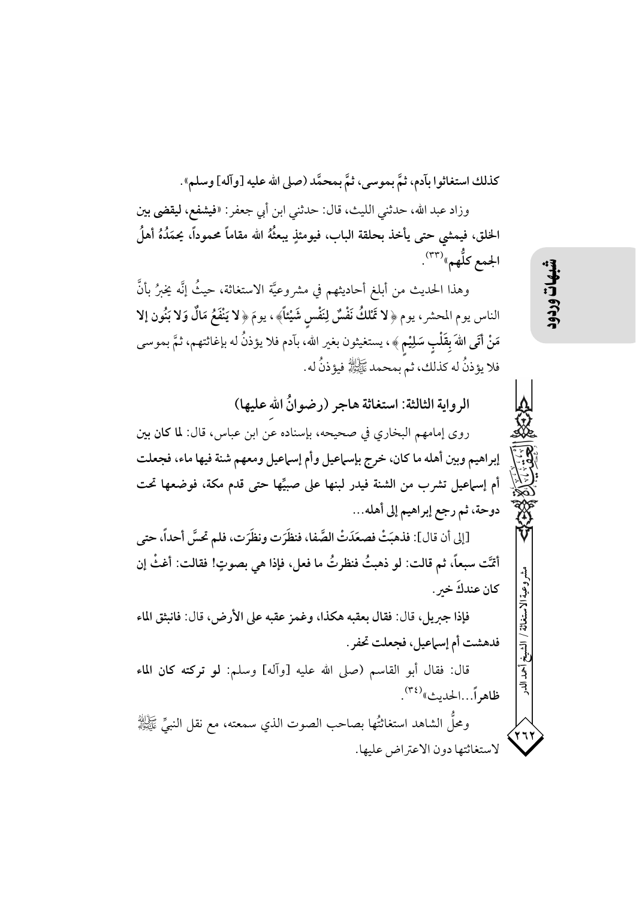**كذلك استغاثوا بآدم، ثمَّ بموسى، ثمَّ بمحمَّد (صلى الله عليه [وآله] وسلم)».**

وزاد عبد الله، حدثني الليث، قال: حدثني ابن أبي جعفر: «**فيشفع، ليقضى بين الخلق، فيمشي حتى يأخذ بحلقة الباب، فيومئذٍ يبعثُهُ الله مقاماً محموداً، يحمَدُهُ أهلُ الجمع كلُّهم**»[٣٣].

وهذا الحديث من أبلغ أحاديثهم في مشروعيَّة الاستغاثة، حيثُ إنَّه يخبرُ بأنَّ الناس يوم المحشر، يوم ﴿**لا تَمْلِكُ نَفْسٌ لِنَفْسٍ شَيْئاً**﴾، يومَ ﴿**لا يَنْفَعُ مَالٌ وَلا بَنُونَ إلا مَنْ أَتَى اللهَ بِقَلْبٍ سَلِيْمٍ**﴾، يستغيثون بغير الله، بآدم فلا يؤذنُ له بإغاثتهم، ثمَّ بموسى فلا يؤذنُ له كذلك، ثم بمحمد ﷺ فيؤذنُ له.

## الرواية الثالثة: استغاثة هاجر (رضوانُ الله عليها)

روى إمامهم البخاري في صحيحه، بإسناده عن ابن عباس، قال: **لما كان بين إبراهيم وبين أهله ما كان، خرج بإسماعيل وأم إسماعيل ومعهم شنة فيها ماء، فجعلت أم إسماعيل تشرب من الشنة فيدر لبنها على صبيِّها حتى قدم مكة، فوضعها تحت دوحة، ثم رجع إبراهيم إلى أهله...**

[إلى أن قال]: **فذهبَتْ فصعَدَتْ الصَّفا، فنظَرَت ونظَرَت، فلم تحسَّ أحداً، حتى أتمَّت سبعاً، ثم قالت: لو ذهبتُ فنظرتُ ما فعل، فإذا هي بصوتٍ! فقالت: أغثْ إن كان عندكَ خير.**

**فإذا جبريل، قال: فقال بعقبه هكذا، وغمز عقبه على الأرض، قال: فانبثق الماء فدهشت أم إسماعيل، فجعلت تحفر.**

قال: فقال أبو القاسم (صلى الله عليه [وآله] وسلم: **لو تركته كان الماء ظاهراً...الحديث**»[٣٤].

ومحلُّ الشاهد استغاثتُها بصاحب الصوت الذي سمعته، مع نقل النبيِّ ﷺ لاستغاثتها دون الاعتراض عليها.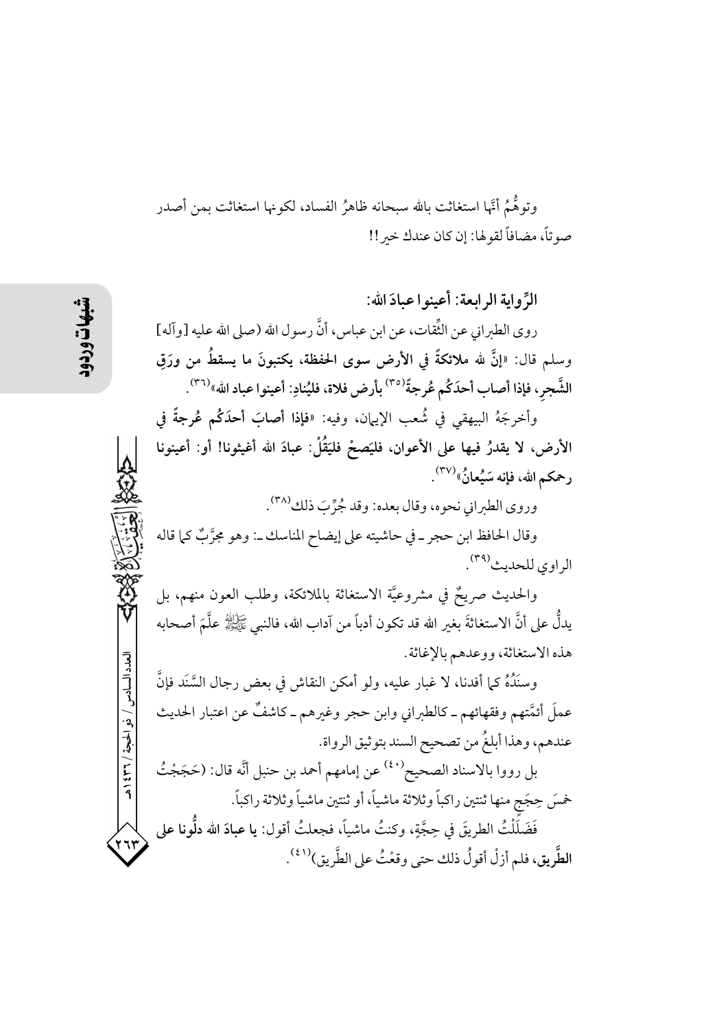وتوهُّمُ أنَّها استغاثت بالله سبحانه ظاهرُ الفساد، لكونها استغاثت بمن أصدر صوتاً، مضافاً لقولها: إن كان عندك خير!!

### الرِّواية الرابعة: أعينوا عبادَ الله:

روى الطبراني عن الثِّقات، عن ابن عباس، أنَّ رسول الله (صلى الله عليه [وآله] وسلم قال: «**إنَّ لله ملائكةً في الأرض سوى الحفظة، يكتبونَ ما يسقطُ من ورَقِ الشَّجرِ، فإذا أصاب أحدَكُم عُرجةٌ**[٣٥] **بأرض فلاة، فليُنادِ: أعينوا عباد الله**»[٣٦].

وأخرجَهُ البيهقي في شُعب الإيمان، وفيه: «**فإذا أصابَ أحدَكُم عُرجةً في الأرض، لا يقدرُ فيها على الأعوان، فليَصِحْ فليَقُلْ: عبادَ الله أغيثونا! أو: أعينونا رحمكم الله، فإنه سَيُعانُ**»[٣٧].

وروى الطبراني نحوه، وقال بعده: وقد جُرِّبَ ذلك[٣٨].

وقال الحافظ ابن حجر ـ في حاشيته على إيضاح المناسك ـ: وهو مجرَّبٌ كما قاله الراوي للحديث[٣٩].

والحديث صريحٌ في مشروعيَّة الاستغاثة بالملائكة، وطلب العون منهم، بل يدلُّ على أنَّ الاستغاثةَ بغير الله قد تكون أدباً من آداب الله، فالنبي ﷺ علَّمَ أصحابه هذه الاستغاثة، ووعدهم بالإغاثة.

وسنَدُهُ كما أفدنا، لا غبار عليه، ولو أمكن النقاش في بعض رجال السَّنَد فإنَّ عملَ أئمَّتهم وفقهائهم ـ كالطبراني وابن حجر وغيرهم ـ كاشفٌ عن اعتبار الحديث عندهم، وهذا أبلغُ من تصحيح السند بتوثيق الرواة.

بل رووا بالاسناد الصحيح[٤٠] عن إمامهم أحمد بن حنبل أنَّه قال: (حَجَجْتُ خمسَ حِجَجٍ منها ثنتين راكباً وثلاثة ماشياً، أو ثنتين ماشياً وثلاثة راكباً.

فَضَلَلْتُ الطريقَ في حِجَّةٍ، وكنتُ ماشياً، فجعلتُ أقول: **يا عبادَ الله دلُّونا على الطَّريق**، فلم أزلْ أقولُ ذلك حتى وقعْتُ على الطَّريق)[٤١].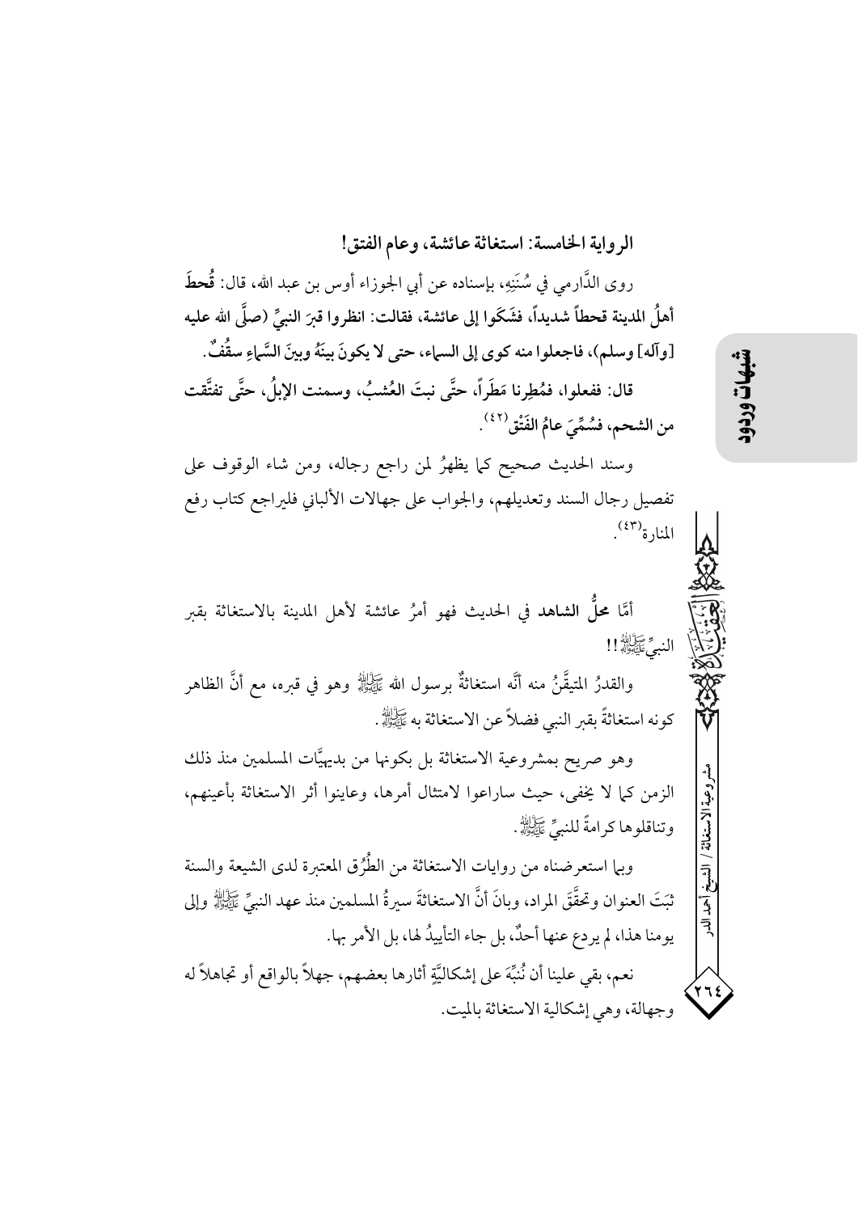### الرواية الخامسة: استغاثة عائشة، وعام الفتق!

روى الدَّارمي في سُنَنِهِ، بإسناده عن أبي الجوزاء أوس بن عبد الله، قال: **قُحِطَ أهلُ المدينة قحطاً شديداً، فشَكَوا إلى عائشة، فقالت: انظروا قبرَ النبيِّ (صلَّى الله عليه [وآله] وسلم)، فاجعلوا منه كوى إلى السماء، حتى لا يكونَ بينَهُ وبينَ السَّماءِ سقْفٌ.**

**قال: ففعلوا، فمُطِرنا مَطَراً، حتَّى نبتَ العُشبُ، وسمنت الإبلُ، حتَّى تفتَّقت من الشحم، فسُمِّيَ عامُ الفَتْق**(٤٢).

وسند الحديث صحيح كما يظهرُ لمن راجع رجاله، ومن شاء الوقوف على تفصيل رجال السند وتعديلهم، والجواب على جهالات الألباني فليراجع كتاب رفع المنارة(٤٣).

أمَّا **محلُّ الشاهد** في الحديث فهو أمرُ عائشة لأهل المدينة بالاستغاثة بقبر النبيِّ ﷺ!!

والقدرُ المتيقَّنُ منه أنَّه استغاثةٌ برسول الله ﷺ وهو في قبره، مع أنَّ الظاهر كونه استغاثةً بقبر النبي فضلاً عن الاستغاثة به ﷺ.

وهو صريح بمشروعية الاستغاثة بل بكونها من بديهيَّات المسلمين منذ ذلك الزمن كما لا يخفى، حيث ساراعوا لامتثال أمرها، وعاينوا أثر الاستغاثة بأعينهم، وتناقلوها كرامةً للنبيِّ ﷺ.

وبما استعرضناه من روايات الاستغاثة من الطُّرُق المعتبرة لدى الشيعة والسنة ثبَتَ العنوان وتحقَّقَ المراد، وبانَ أنَّ الاستغاثةَ سيرةُ المسلمين منذ عهد النبيِّ ﷺ وإلى يومنا هذا، لم يردع عنها أحدٌ، بل جاء التأييدُ لها، بل الأمر بها.

نعم، بقي علينا أن نُنبِّهَ على إشكاليَّةٍ أثارها بعضهم، جهلاً بالواقع أو تجاهلاً له وجهالة، وهي إشكالية الاستغاثة بالميت.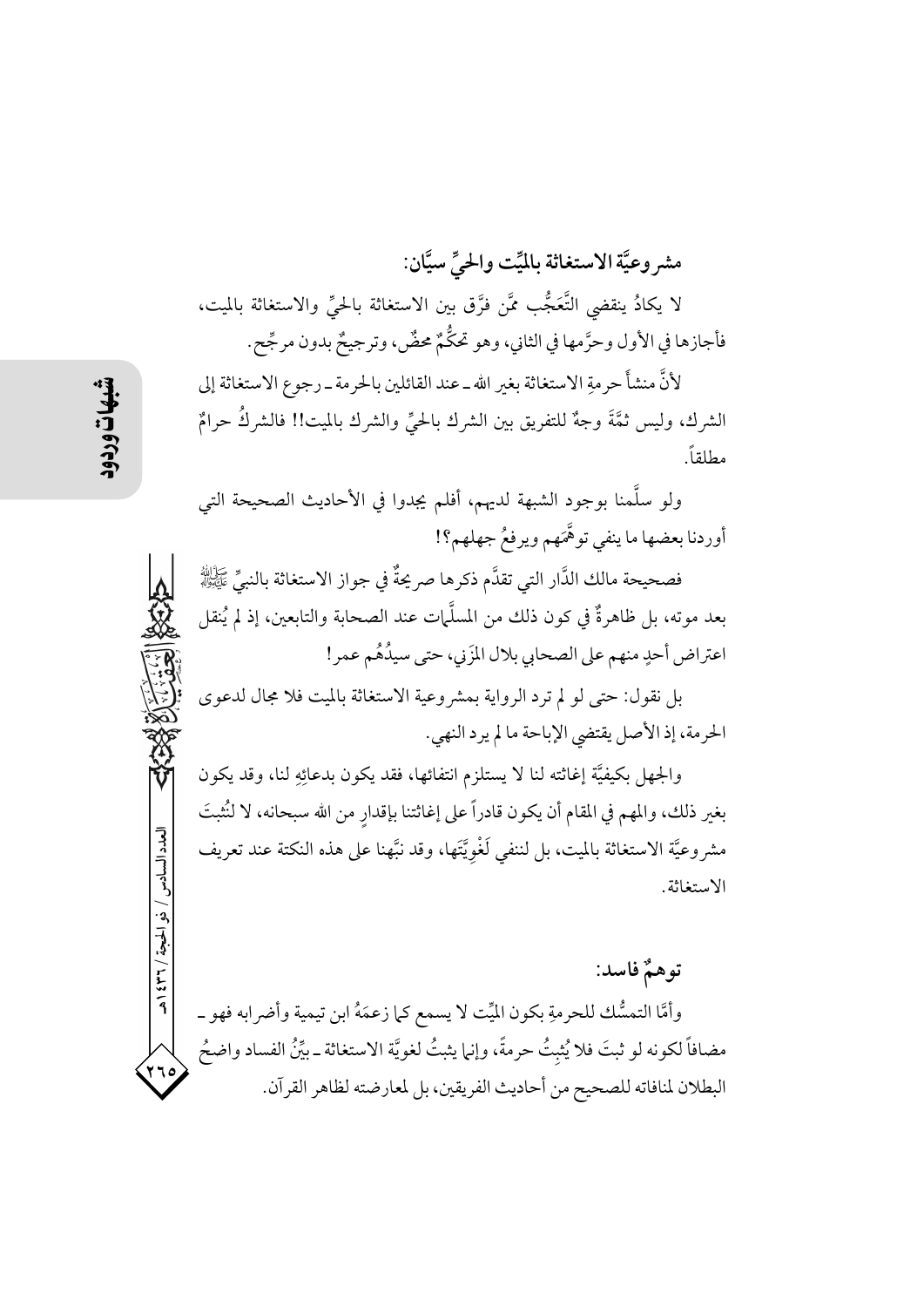### مشروعيَّة الاستغاثة بالميِّت والحيِّ سيَّان:

لا يكادُ ينقضي التَّعَجُّب ممَّن فرَّق بين الاستغاثة بالحيِّ والاستغاثة بالميت، فأجازها في الأول وحرَّمها في الثاني، وهو تحكُّمٌ محضٌ، وترجيحٌ بدون مرجِّح.

لأنَّ منشأَ حرمةِ الاستغاثة بغير الله ـ عند القائلين بالحرمة ـ رجوع الاستغاثة إلى الشرك، وليس ثمَّةَ وجهٌ للتفريق بين الشرك بالحيِّ والشرك بالميت!! فالشركُ حرامٌ مطلقاً.

ولو سلَّمنا بوجود الشبهة لديهم، أفلم يجدوا في الأحاديث الصحيحة التي أوردنا بعضها ما ينفي توهُّمَهم ويرفعُ جهلهم؟!

فصحيحة مالك الدَّار التي تقدَّم ذكرها صريحةٌ في جواز الاستغاثة بالنبيِّ ﷺ بعد موته، بل ظاهرةٌ في كون ذلك من المسلَّمات عند الصحابة والتابعين، إذ لم يُنقل اعتراض أحدٍ منهم على الصحابي بلال المزَني، حتى سيدُهُم عمر!

بل نقول: حتى لو لم ترد الرواية بمشروعية الاستغاثة بالميت فلا مجال لدعوى الحرمة، إذ الأصل يقتضي الإباحة ما لم يرد النهي.

والجهل بكيفيَّة إغاثته لنا لا يستلزم انتفائها، فقد يكون بدعائِهِ لنا، وقد يكون بغير ذلك، والمهم في المقام أن يكون قادراً على إغاثتنا بإقدارٍ من الله سبحانه، لا لنُثبتَ مشروعيَّة الاستغاثة بالميت، بل لننفي لَغْوِيَّتَها، وقد نبَّهنا على هذه النكتة عند تعريف الاستغاثة.

### توهمٌ فاسد:

وأمَّا التمسُّك للحرمةِ بكون الميِّت لا يسمع كما زعمَهُ ابن تيمية وأضرابه فهو ـ مضافاً لكونه لو ثبتَ فلا يُثبِتُ حرمةً، وإنما يثبتُ لغويَّة الاستغاثة ـ بيِّنُ الفساد واضحُ البطلان لمنافاته للصحيح من أحاديث الفريقين، بل لمعارضته لظاهر القرآن.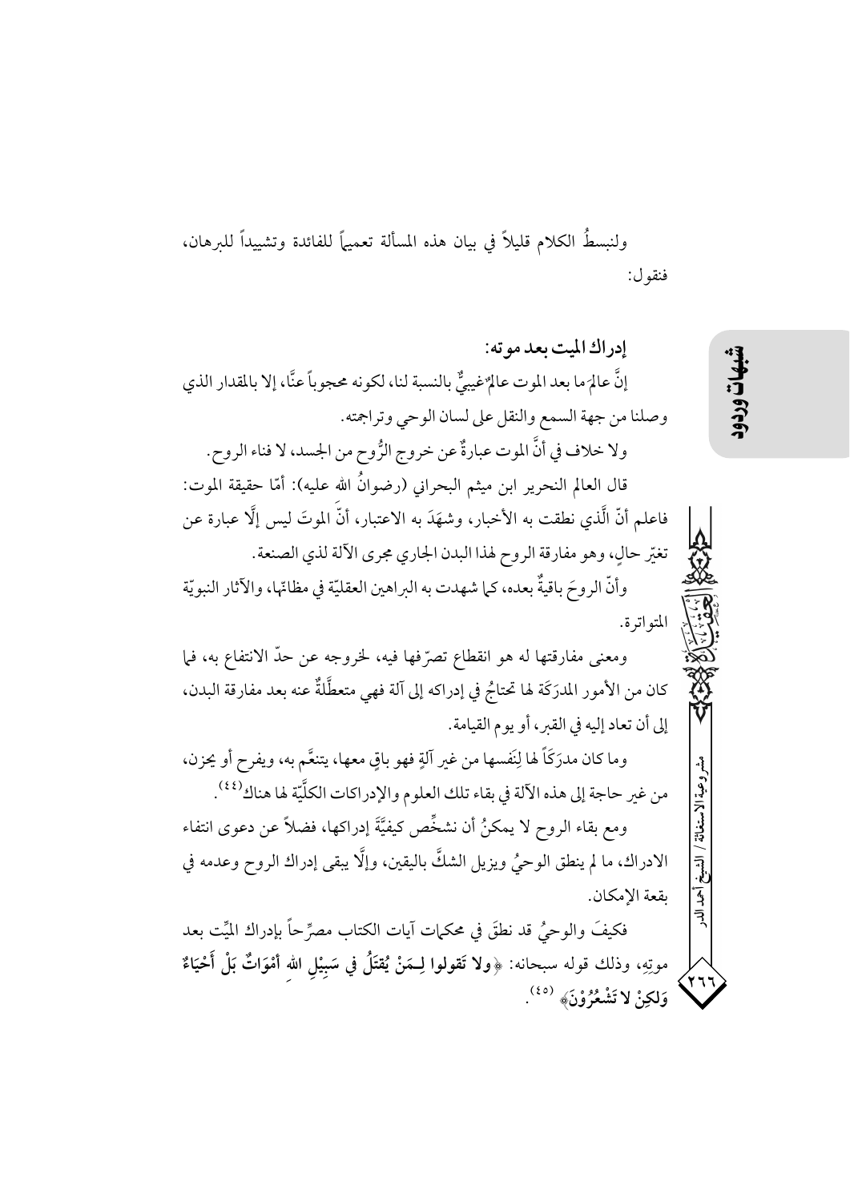ولنبسطُ الكلام قليلاً في بيان هذه المسألة تعميماً للفائدة وتشييداً للبرهان، فنقول:

### إدراك الميت بعد موته:

إنَّ عالمَ ما بعد الموت عالمٌ غيبيٌّ بالنسبة لنا، لكونه محجوباً عنّا، إلا بالمقدار الذي وصلنا من جهة السمع والنقل على لسان الوحي وتراجمته.

ولا خلاف في أنَّ الموت عبارةٌ عن خروج الرُّوح من الجسد، لا فناء الروح.

قال العالم النحرير ابن ميثم البحراني (رضوانُ الله عليه): أمّا حقيقة الموت: فاعلم أنّ الَّذي نطقت به الأخبار، وشهَدَ به الاعتبار، أنّ الموتَ ليس إلَّا عبارة عن تغيّر حالٍ، وهو مفارقة الروح لهذا البدن الجاري مجرى الآلة لذي الصنعة.

وأنّ الروحَ باقيةٌ بعده، كما شهدت به البراهين العقليّة في مظانّها، والآثار النبويّة المتواترة.

ومعنى مفارقتها له هو انقطاع تصرّفها فيه، لخروجه عن حدّ الانتفاع به، فما كان من الأمور المدرَكَة لها تحتاجُ في إدراكه إلى آلة فهي متعطِّلةٌ عنه بعد مفارقة البدن، إلى أن تعاد إليه في القبر، أو يوم القيامة.

وما كان مدرَكاً لها لِنَفسها من غير آلةٍ فهو باقٍ معها، يتنعَّم به، ويفرح أو يحزن، من غير حاجة إلى هذه الآلة في بقاء تلك العلوم والإدراكات الكلّيّة لها هناك[٤٤].

ومع بقاء الروح لا يمكنُ أن نشخِّص كيفيَّةَ إدراكها، فضلاً عن دعوى انتفاء الادراك، ما لم ينطق الوحيُ ويزيل الشكَّ باليقين، وإلَّا يبقى إدراك الروح وعدمه في بقعة الإمكان.

فكيفَ والوحيُ قد نطقَ في محكمات آيات الكتاب مصرِّحاً بإدراك الميِّت بعد موتِهِ، وذلك قوله سبحانه: ﴿**ولا تَقولوا لِـمَنْ يُقتَلُ في سَبِيْلِ الله أمْوَاتٌ بَلْ أَحْيَاءٌ وَلكِنْ لا تَشْعُرُوْنَ**﴾[٤٥].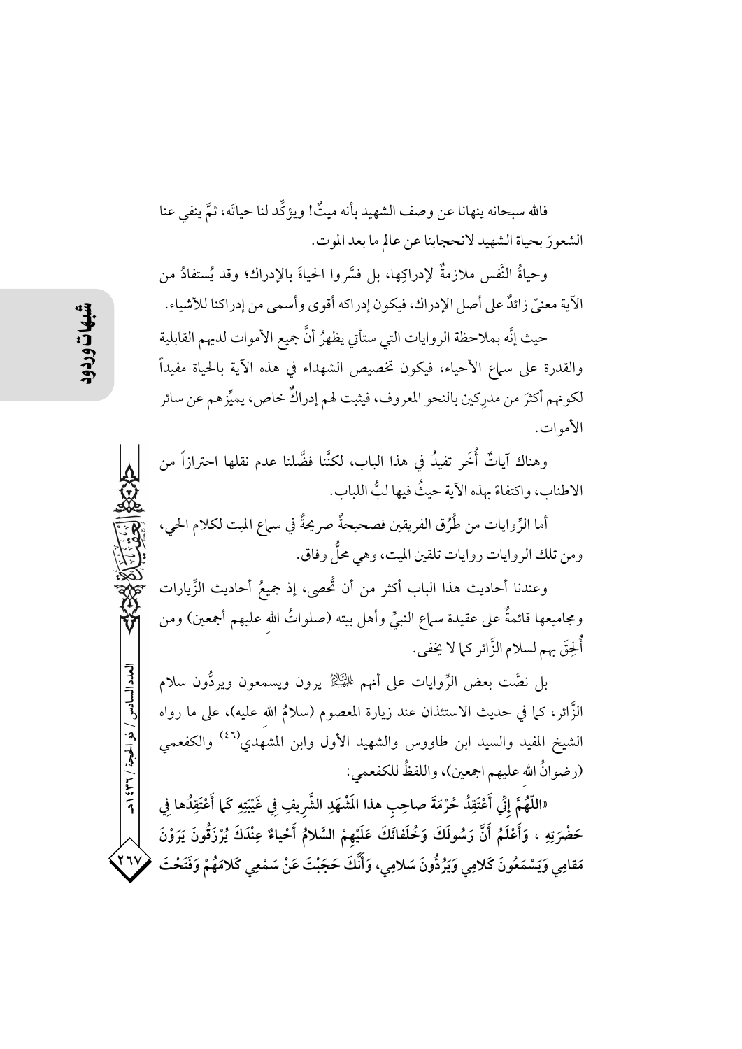فالله سبحانه ينهانا عن وصف الشهيد بأنه ميتٌ! ويؤكِّد لنا حياتَه، ثمَّ ينفي عنا الشعورَ بحياة الشهيد لانحجابنا عن عالم ما بعد الموت.

وحياةُ النَّفس ملازمةٌ لإدراكِها، بل فسَّروا الحياةَ بالإدراك؛ وقد يُستفادُ من الآية معنىً زائدٌ على أصل الإدراك، فيكون إدراكه أقوى وأسمى من إدراكنا للأشياء.

حيث إنَّه بملاحظة الروايات التي ستأتي يظهرُ أنَّ جميع الأموات لديهم القابلية والقدرة على سماع الأحياء، فيكون تخصيص الشهداء في هذه الآية بالحياة مفيداً لكونهم أكثرَ من مدرِكين بالنحو المعروف، فيثبت لهم إدراكٌ خاص، يميِّزهم عن سائر الأموات.

وهناك آياتٌ أُخَر تفيدُ في هذا الباب، لكنَّنا فضَّلنا عدم نقلها احترازاً من الاطناب، واكتفاءً بهذه الآية حيثُ فيها لبُّ اللباب.

أما الرِّوايات من طُرُق الفريقين فصحيحةٌ صريحةٌ في سماع الميت لكلام الحي، ومن تلك الروايات روايات تلقين الميت، وهي محلُّ وفاق.

وعندنا أحاديث هذا الباب أكثر من أن تُحصى، إذ جميعُ أحاديث الزِّيارات ومجاميعها قائمةٌ على عقيدة سماع النبيِّ وأهل بيته (صلواتُ الله عليهم أجمعين) ومن أُلحِقَ بهم لسلام الزَّائر كما لا يخفى.

بل نصَّت بعض الرِّوايات على أنهم عليهم السلام يرون ويسمعون ويردُّون سلام الزَّائر، كما في حديث الاستئذان عند زيارة المعصوم (سلامُ الله عليه)، على ما رواه الشيخ المفيد والسيد ابن طاووس والشهيد الأول وابن المشهدي[46] والكفعمي (رضوانُ الله عليهم اجمعين)، واللفظُ للكفعمي:

«**اللّهُمَّ إِنِّي أَعْتَقِدُ حُرْمَةَ صاحِبِ هذا المَشْهَدِ الشَّرِيفِ فِي غَيْبَتِهِ كَما أَعْتَقِدُها فِي حَضْرَتِهِ ، وَأَعْلَمُ أَنَّ رَسُولَكَ وَخُلَفائَكَ عَلَيْهِمْ السَّلامُ أَحْياءٌ عِنْدَكَ يُرْزَقُونَ يَرَوْنَ مَقامِي وَيَسْمَعُونَ كَلامِي وَيَرُدُّونَ سَلامِي، وَأَنَّكَ حَجَبْتَ عَنْ سَمْعِي كَلامَهُمْ وَفَتَحْتَ**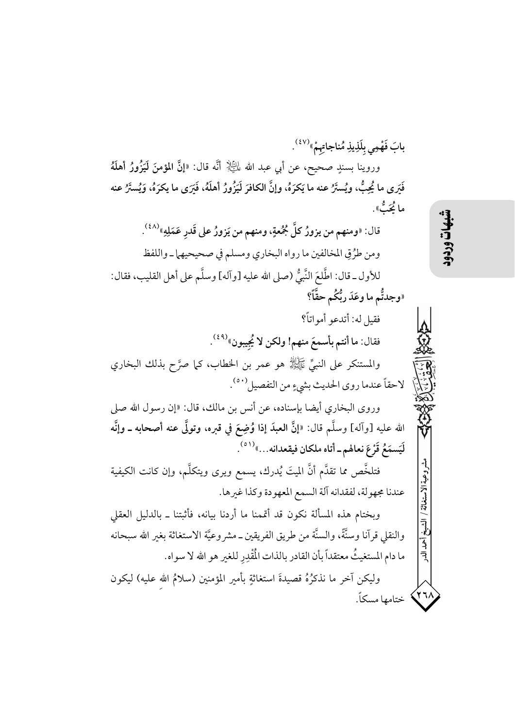بابَ فَهْمِي بِلَذِيذِ مُناجاتِهِمْ»(٤٧).

وروينا بسندٍ صحيح، عن أبي عبد الله عليه السلام أنَّه قال: **«إنَّ المؤمنَ لَيَزُورُ أهلَهُ فَيَرى ما يُحِبُّ، ويُستَرُّ عنه ما يَكرَهُ، وإنَّ الكافرَ لَيَزُورُ أهلَهُ، فَيَرَى ما يكرَهُ، وَيُستَرُ عنه ما يُحِبُّ».**

قال: **«ومنهم من يزورُ كلَّ جُمُعةٍ، ومنهم من يَزورُ على قَدرِ عَمَلِهِ»**(٤٨).

ومن طرُقِ المخالفين ما رواه البخاري ومسلم في صحيحيهما ـ واللفظ للأول ـ قال: اطَّلعَ النَّبيُّ (صلى الله عليه [وآله] وسلَّم على أهل القليب، فقال: **«وجدتُّم ما وعَدَ ربُّكُم حقّاً؟**

فقيل له: أتدعو أمواتاً؟

فقال: **ما أنتم بأسمعَ منهم! ولكن لا يُجِيبون»**(٤٩).

والمستنكر على النبيِّ صلى الله عليه وآله هو عمر بن الخطاب، كما صرَّح بذلك البخاري لاحقاً عندما روى الحديث بشيءٍ من التفصيل(٥٠).

وروى البخاري أيضا بإسناده، عن أنس بن مالك، قال: «إن رسول الله صلى الله عليه [وآله] وسلَّم قال: **«إنَّ العبدَ إذا وُضِعَ في قبره، وتولَّى عنه أصحابه ـ وإنَّه لَيَسمَعُ قَرْعَ نعالهم ـ أتاه ملكان فيقعدانه...»**(٥١).

فتلخَّص مما تقدَّم أنَّ الميتَ يُدرك، يسمع ويرى ويتكلَّم، وإن كانت الكيفية عندنا مجهولة، لفقدانه آلة السمع المعهودة وكذا غيرها.

وبختام هذه المسألة نكون قد أتممنا ما أردنا بيانه، فأثبتنا ـ بالدليل العقلي والنقلي قرآنا وسنَّةً، والسنَّة من طريق الفريقين ـ مشروعيَّة الاستغاثة بغير الله سبحانه ما دام المستغيثُ معتقداً بأن القادر بالذات المُقْدِر للغير هو الله لا سواه.

وليكن آخر ما نذكرُهُ قصيدةَ استغاثةٍ بأمير المؤمنين (سلامُ الله عليه) ليكون ختامها مسكاً.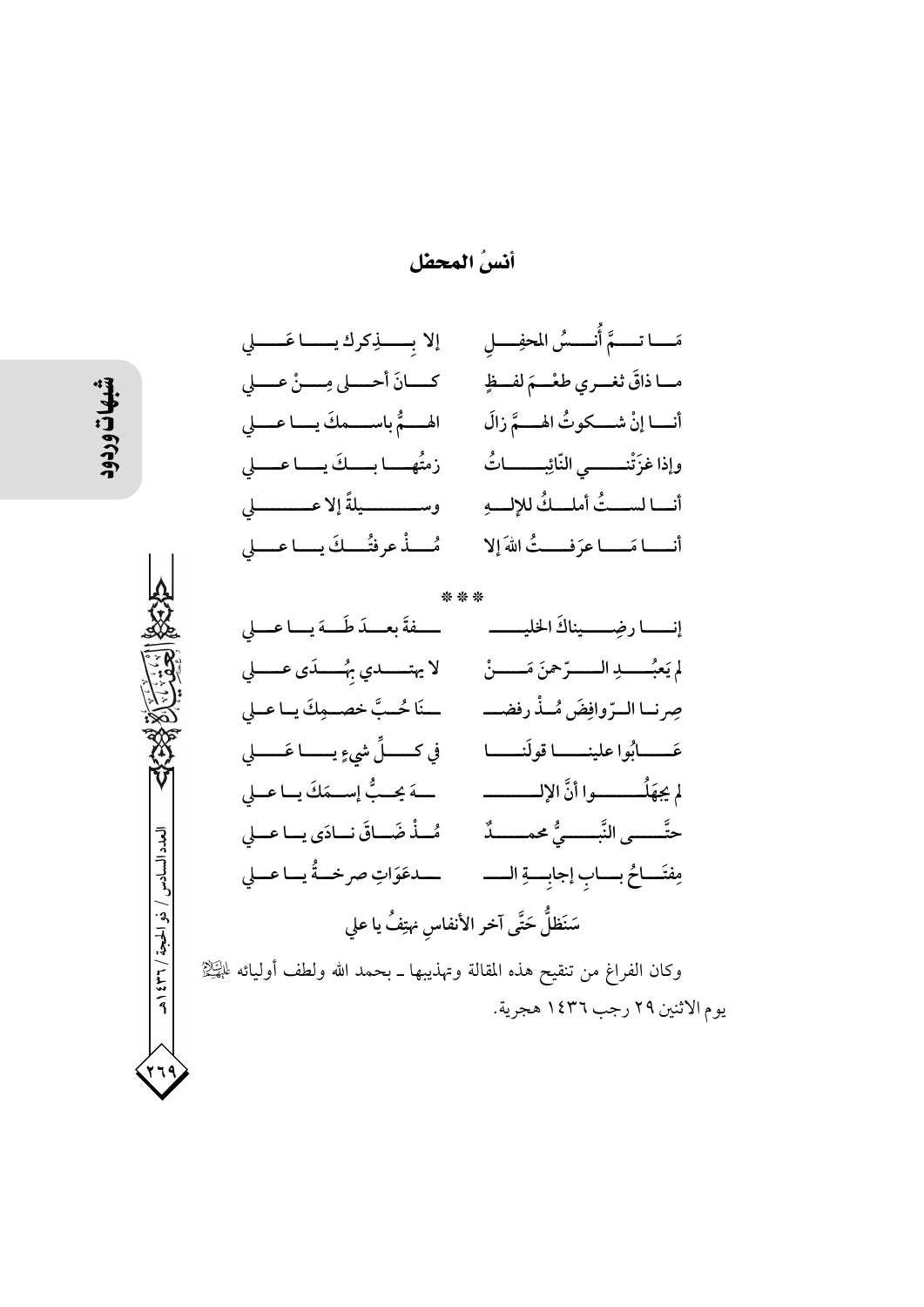## أنسُ المحفل

مَــا تـــمَّ أُنـــسُ المحفِـــلِ &nbsp;&nbsp;&nbsp; إلا بِـــذِكرك يـــا عَـــلي

مــا ذاقَ ثغــري طعْــمَ لفــظٍ &nbsp;&nbsp;&nbsp; كـــانَ أحـــلى مِـــنْ عـــلي

أنـــا إنْ شـــكوتُ الهـــمَّ زالَ &nbsp;&nbsp;&nbsp; الهـــمُّ باســـمكَ يـــا عـــلي

وإذا غزَتْنـــي النّائِبـــاتُ &nbsp;&nbsp;&nbsp; زمتُهـــا بـــكَ يـــا عـــلي

أنـــا لســـتُ أملـــكُ للإلـــهِ &nbsp;&nbsp;&nbsp; وســـيلةً إلا عـــلي

أنـــا مَـــا عرَفـــتُ اللهَ إلا &nbsp;&nbsp;&nbsp; مُـــذْ عرفتُـــكَ يـــا عـــلي

\* \* \*

إنـــا رضِـــيناكَ الخليـــ &nbsp;&nbsp;&nbsp; ـــفةَ بعـــدَ طَـــهَ يـــا عـــلي

لم يَعبُـــدِ الـــرّحمنَ مَـــنْ &nbsp;&nbsp;&nbsp; لا يهتـــدي بِهُـــدَى عـــلي

صِرنـــا الـــرّوافِضَ مُـــذْ رفضــ &nbsp;&nbsp;&nbsp; ـــنَا حُـــبَّ خصـــمِكَ يـــا عـــلي

عَـــابُوا علينـــا قولَنـــا &nbsp;&nbsp;&nbsp; في كـــلِّ شيءٍ يـــا عَـــلي

لم يجهَلُـــوا أنَّ الإلـــ &nbsp;&nbsp;&nbsp; ـــهَ يحـــبُّ إســـمَكَ يـــا عـــلي

حتَّـــى النَّبـــيُّ محمـــدٌ &nbsp;&nbsp;&nbsp; مُـــذْ ضَـــاقَ نـــادَى يـــا عـــلي

مِفتَـــاحُ بـــابِ إجابـــةِ الــ &nbsp;&nbsp;&nbsp; ـــدعَوَاتِ صرخـــةُ يـــا عـــلي

سَنَظلُّ حَتَّى آخر الأنفاسِ نهتِفُ يا علي

وكان الفراغ من تنقيح هذه المقالة وتهذيبها ـ بحمد الله ولطف أوليائه عليهم السلام يوم الاثنين ٢٩ رجب ١٤٣٦ هجرية.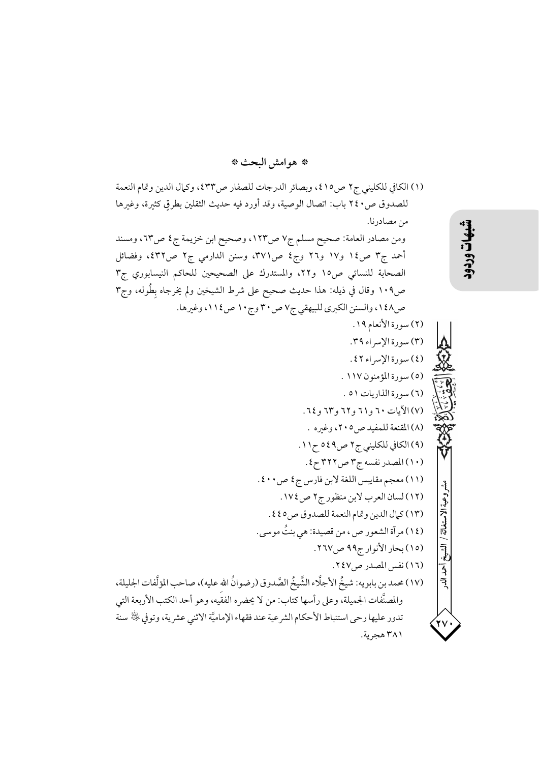## * هوامش البحث *

(١) الكافي للكليني ج٢ ص٤١٥، وبصائر الدرجات للصفار ص٤٣٣، وكمال الدين وتمام النعمة للصدوق ص٢٤٠ باب: اتصال الوصية، وقد أورد فيه حديث الثقلين بطرقٍ كثيرة، وغيرها من مصادرنا.

ومن مصادر العامة: صحيح مسلم ج٧ ص١٢٣، وصحيح ابن خزيمة ج٤ ص٦٣، ومسند أحمد ج٣ ص١٤ و١٧ و٢٦ وج٤ ص٣٧١، وسنن الدارمي ج٢ ص٤٣٢، وفضائل الصحابة للنسائي ص١٥ و٢٢، والمستدرك على الصحيحين للحاكم النيسابوري ج٣ ص١٠٩ وقال في ذيله: هذا حديث صحيح على شرط الشيخين ولم يخرجاه بِطُوله، وج٣ ص١٤٨، والسنن الكبرى للبيهقي ج٧ ص٣٠ وج١٠ ص١١٤، وغيرها.

(٢) سورة الأنعام ١٩.

(٣) سورة الإسراء ٣٩.

(٤) سورة الإسراء ٤٢.

(٥) سورة المؤمنون ١١٧ .

(٦) سورة الذاريات ٥١ .

(٧) الآيات ٦٠ و٦١ و٦٢ و٦٣ و٦٤.

(٨) المقنعة للمفيد ص٢٠٥، وغيره .

(٩) الكافي للكليني ج٢ ص٥٤٩ ح١١.

(١٠) المصدر نفسه ج٣ ص٣٢٢ ح٤.

(١١) معجم مقاييس اللغة لابن فارس ج٤ ص٤٠٠.

(١٢) لسان العرب لابن منظور ج٢ ص١٧٤.

(١٣) كمال الدين وتمام النعمة للصدوق ص٤٤٥.

(١٤) مرآة الشعور ص، من قصيدة: هي بنتُ موسى.

(١٥) بحار الأنوار ج٩٩ ص٢٦٧.

(١٦) نفس المصدر ص٢٤٧.

(١٧) محمد بن بابويه: شيخُ الأجلّاء الشَّيخُ الصَّدوق (رضوانُ الله عليه)، صاحب المؤلَّفات الجليلة، والمصنَّفات الجميلة، وعلى رأسها كتاب: من لا يحضره الفقيه، وهو أحد الكتب الأربعة التي تدور عليها رحى استنباط الأحكام الشرعية عند فقهاء الإماميَّة الاثني عشرية، وتوفي ﵀ سنة ٣٨١ هجرية.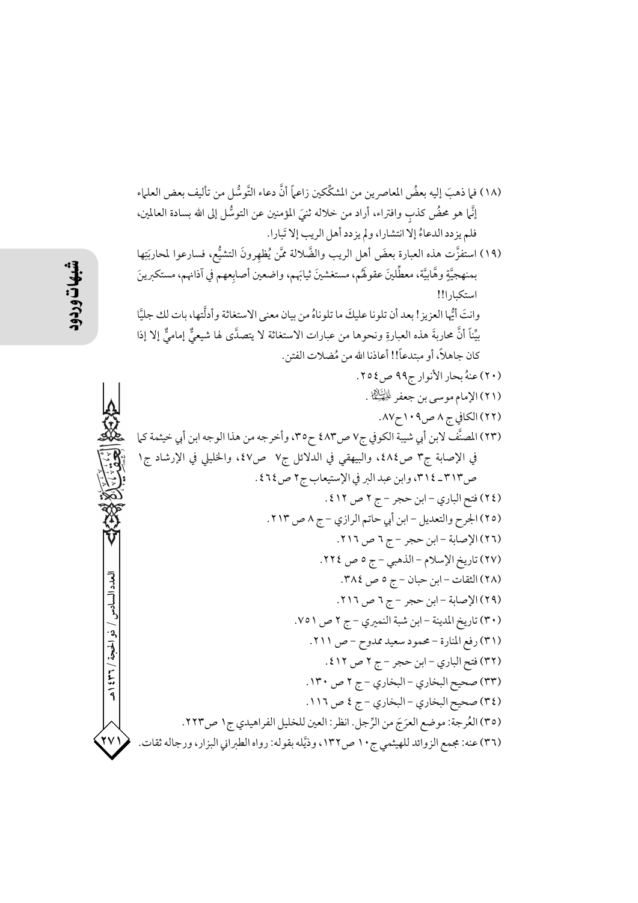(١٨) فما ذهبَ إليه بعضُ المعاصرين من المشكِّكين زاعماً أنَّ دعاء التَّوسُّل من تأليف بعض العلماء إنَّما هو محضُ كذبٍ وافتراء، أراد من خلاله ثنيَ المؤمنين عن التوسُّل إلى الله بسادة العالمين، فلم يزدد الدعاءُ إلا انتشارا، ولم يزدد أهل الريب إلا تَبارا.

(١٩) استفزَّت هذه العبارة بعضَ أهل الريب والضَّلالة ممَّن يُظهِرونَ التشيُّع، فسارعوا لمحاربَتِها بمنهجيَّةٍ وهَّابيَّة، معطِّلينَ عقولَهم، مستغشينَ ثيابَهم، واضعين أصابِعهم في آذانِهم، مستكبرينَ استكبارا!!

وانتَ أيُّها العزيز! بعد أن تلونا عليكَ ما تلوناهُ من بيان معنى الاستغاثة وأدلَّتها، بات لك جليًّا بيِّناً أنَّ محاربةَ هذه العبارةِ ونحوها من عبارات الاستغاثة لا يتصدَّى لها شيعيٌّ إماميٌّ إلا إذا كان جاهلاً، أو مبتدعاً!! أعاذنا الله من مُضلات الفتن.

(٢٠) عنهُ بحار الأنوار ج٩٩ ص٢٥٤.

(٢١) الإمام موسى بن جعفر عليه السلام.

(٢٢) الكافي ج ٨ ص١٠٩ ح٨٧.

(٢٣) المصنَّف لابن أبي شيبة الكوفي ج٧ ص٤٨٣ ح٣٥، وأخرجه من هذا الوجه ابن أبي خيثمة كما في الإصابة ج٣ ص٤٨٤، والبيهقي في الدلائل ج٧ ص٤٧، والخليلي في الإرشاد ج١ ص٣١٣ـ٣١٤، وابن عبد البر في الإستيعاب ج٢ ص٤٦٤.

(٢٤) فتح الباري - ابن حجر - ج ٢ ص ٤١٢.

(٢٥) الجرح والتعديل - ابن أبي حاتم الرازي - ج ٨ ص ٢١٣.

(٢٦) الإصابة - ابن حجر - ج ٦ ص ٢١٦.

(٢٧) تاريخ الإسلام - الذهبي - ج ٥ ص ٢٢٤.

(٢٨) الثقات - ابن حبان - ج ٥ ص ٣٨٤.

(٢٩) الإصابة - ابن حجر - ج ٦ ص ٢١٦.

(٣٠) تاريخ المدينة - ابن شبة النميري - ج ٢ ص ٧٥١.

(٣١) رفع المنارة - محمود سعيد ممدوح - ص ٢١١.

(٣٢) فتح الباري - ابن حجر - ج ٢ ص ٤١٢.

(٣٣) صحيح البخاري - البخاري - ج ٢ ص ١٣٠.

(٣٤) صحيح البخاري - البخاري - ج ٤ ص ١١٦.

(٣٥) العُرجة: موضع العرَجَ من الرِّجل. انظر: العين للخليل الفراهيدي ج١ ص٢٢٣.

(٣٦) عنه: مجمع الزوائد للهيثمي ج١٠ ص١٣٢، وذيَّله بقوله: رواه الطبراني البزار، ورجاله ثقات.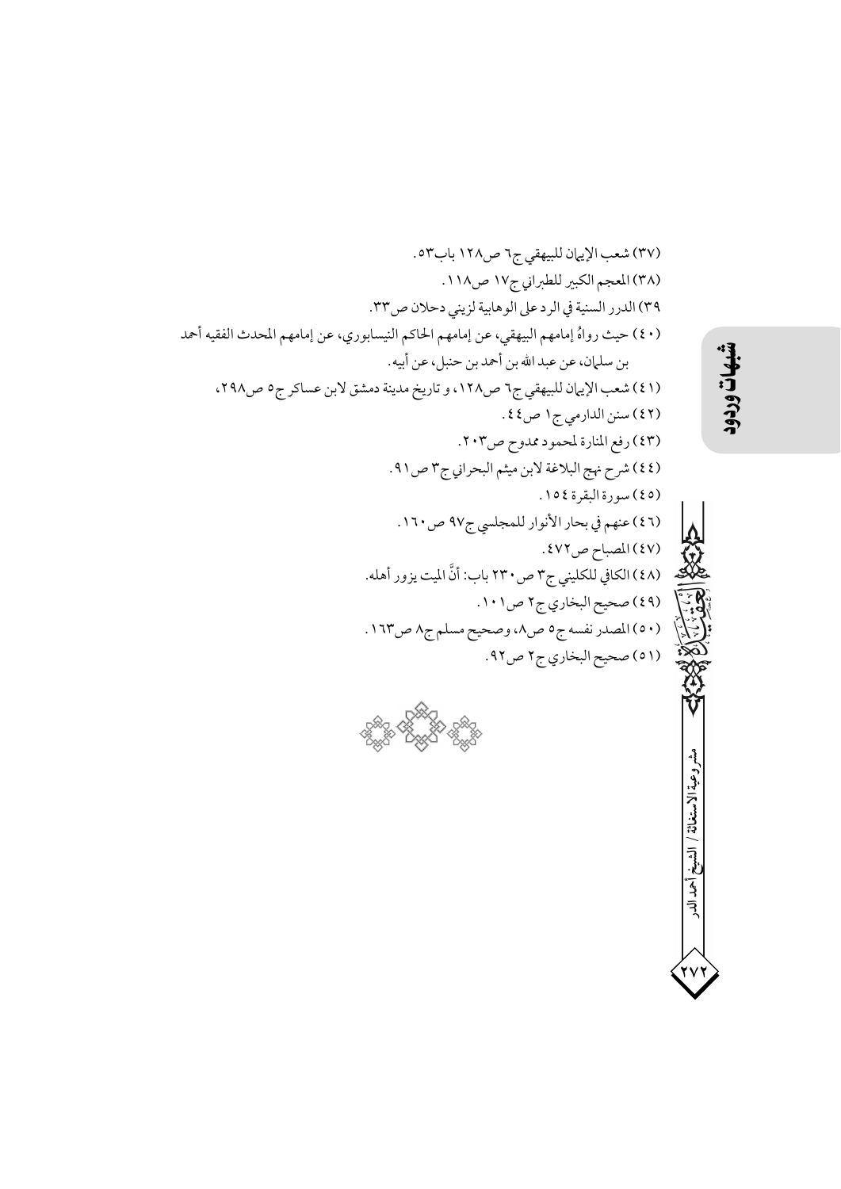(٣٧) شعب الإيمان للبيهقي ج٦ ص١٢٨ باب٥٣.

(٣٨) المعجم الكبير للطبراني ج١٧ ص١١٨.

٣٩) الدرر السنية في الرد على الوهابية لزيني دحلان ص٣٣.

(٤٠) حيث رواهُ إمامهم البيهقي، عن إمامهم الحاكم النيسابوري، عن إمامهم المحدث الفقيه أحمد بن سلمان، عن عبد الله بن أحمد بن حنبل، عن أبيه.

(٤١) شعب الإيمان للبيهقي ج٦ ص١٢٨، و تاريخ مدينة دمشق لابن عساكر ج٥ ص٢٩٨،

(٤٢) سنن الدارمي ج١ ص٤٤.

(٤٣) رفع المنارة لمحمود ممدوح ص٢٠٣.

(٤٤) شرح نهج البلاغة لابن ميثم البحراني ج٣ ص٩١.

(٤٥) سورة البقرة ١٥٤.

(٤٦) عنهم في بحار الأنوار للمجلسي ج٩٧ ص١٦٠.

(٤٧) المصباح ص٤٧٢.

(٤٨) الكافي للكليني ج٣ ص٢٣٠ باب: أنَّ الميت يزور أهله.

(٤٩) صحيح البخاري ج٢ ص١٠١.

(٥٠) المصدر نفسه ج٥ ص٨، وصحيح مسلم ج٨ ص١٦٣.

(٥١) صحيح البخاري ج٢ ص٩٢.